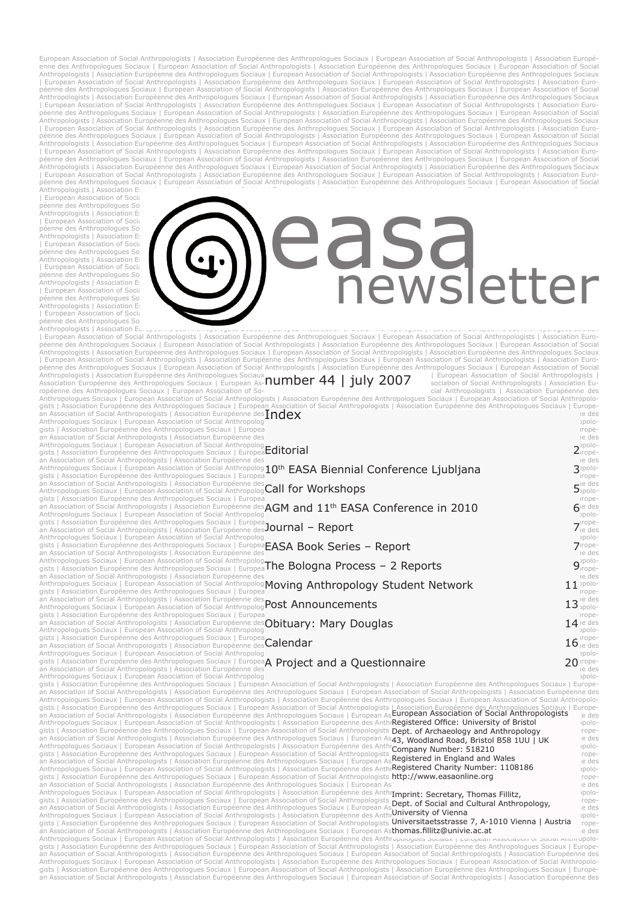# easa newsletter

number 44 | july 2007

## Index

| | |
|---|---|
| Editorial | 2 |
| 10th EASA Biennial Conference Ljubljana | 3 |
| Call for Workshops | 5 |
| AGM and 11th EASA Conference in 2010 | 6 |
| Journal – Report | 7 |
| EASA Book Series – Report | 7 |
| The Bologna Process – 2 Reports | 9 |
| Moving Anthropology Student Network | 11 |
| Post Announcements | 13 |
| Obituary: Mary Douglas | 14 |
| Calendar | 16 |
| A Project and a Questionnaire | 20 |

European Association of Social Anthropologists
Registered Office: University of Bristol
Dept. of Archaeology and Anthropology
43, Woodland Road, Bristol B58 1UU | UK
Company Number: 518210
Registered in England and Wales
Registered Charity Number: 1108186
http://www.easaonline.org

Imprint: Secretary, Thomas Fillitz,
Dept. of Social and Cultural Anthropology,
University of Vienna
Universitaetsstrasse 7, A-1010 Vienna | Austria
thomas.fillitz@univie.ac.at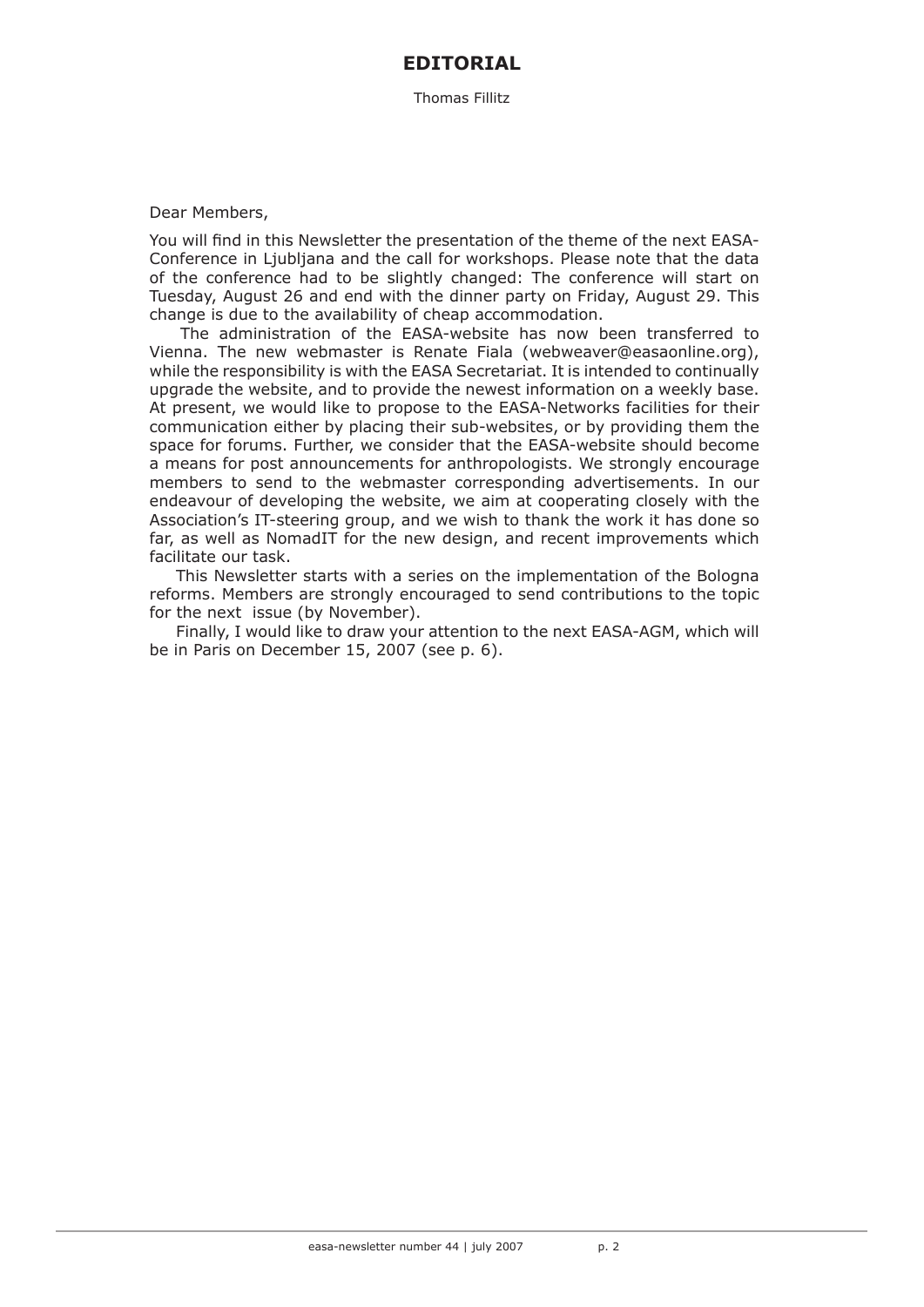# EDITORIAL

Thomas Fillitz

Dear Members,

You will find in this Newsletter the presentation of the theme of the next EASA-Conference in Ljubljana and the call for workshops. Please note that the data of the conference had to be slightly changed: The conference will start on Tuesday, August 26 and end with the dinner party on Friday, August 29. This change is due to the availability of cheap accommodation.

The administration of the EASA-website has now been transferred to Vienna. The new webmaster is Renate Fiala (webweaver@easaonline.org), while the responsibility is with the EASA Secretariat. It is intended to continually upgrade the website, and to provide the newest information on a weekly base. At present, we would like to propose to the EASA-Networks facilities for their communication either by placing their sub-websites, or by providing them the space for forums. Further, we consider that the EASA-website should become a means for post announcements for anthropologists. We strongly encourage members to send to the webmaster corresponding advertisements. In our endeavour of developing the website, we aim at cooperating closely with the Association's IT-steering group, and we wish to thank the work it has done so far, as well as NomadIT for the new design, and recent improvements which facilitate our task.

This Newsletter starts with a series on the implementation of the Bologna reforms. Members are strongly encouraged to send contributions to the topic for the next issue (by November).

Finally, I would like to draw your attention to the next EASA-AGM, which will be in Paris on December 15, 2007 (see p. 6).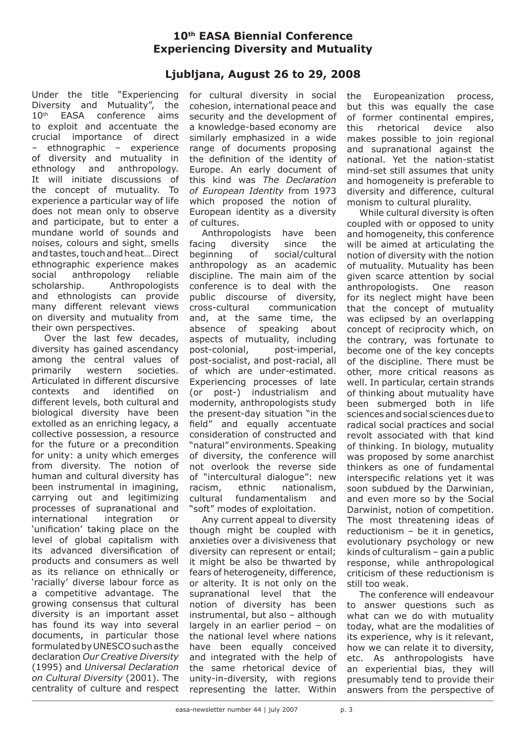## 10th EASA Biennial Conference
## Experiencing Diversity and Mutuality

### Ljubljana, August 26 to 29, 2008

Under the title "Experiencing Diversity and Mutuality", the 10th EASA conference aims to exploit and accentuate the crucial importance of direct – ethnographic – experience of diversity and mutuality in ethnology and anthropology. It will initiate discussions of the concept of mutuality. To experience a particular way of life does not mean only to observe and participate, but to enter a mundane world of sounds and noises, colours and sight, smells and tastes, touch and heat… Direct ethnographic experience makes social anthropology reliable scholarship. Anthropologists and ethnologists can provide many different relevant views on diversity and mutuality from their own perspectives.

Over the last few decades, diversity has gained ascendancy among the central values of primarily western societies. Articulated in different discursive contexts and identified on different levels, both cultural and biological diversity have been extolled as an enriching legacy, a collective possession, a resource for the future or a precondition for unity: a unity which emerges from diversity. The notion of human and cultural diversity has been instrumental in imagining, carrying out and legitimizing processes of supranational and international integration or 'unification' taking place on the level of global capitalism with its advanced diversification of products and consumers as well as its reliance on ethnically or 'racially' diverse labour force as a competitive advantage. The growing consensus that cultural diversity is an important asset has found its way into several documents, in particular those formulated by UNESCO such as the declaration *Our Creative Diversity* (1995) and *Universal Declaration on Cultural Diversity* (2001). The centrality of culture and respect for cultural diversity in social cohesion, international peace and security and the development of a knowledge-based economy are similarly emphasized in a wide range of documents proposing the definition of the identity of Europe. An early document of this kind was *The Declaration of European Identity* from 1973 which proposed the notion of European identity as a diversity of cultures.

Anthropologists have been facing diversity since the beginning of social/cultural anthropology as an academic discipline. The main aim of the conference is to deal with the public discourse of diversity, cross-cultural communication and, at the same time, the absence of speaking about aspects of mutuality, including post-colonial, post-imperial, post-socialist, and post-racial, all of which are under-estimated. Experiencing processes of late (or post-) industrialism and modernity, anthropologists study the present-day situation "in the field" and equally accentuate consideration of constructed and "natural" environments. Speaking of diversity, the conference will not overlook the reverse side of "intercultural dialogue": new racism, ethnic nationalism, cultural fundamentalism and "soft" modes of exploitation.

Any current appeal to diversity though might be coupled with anxieties over a divisiveness that diversity can represent or entail; it might be also be thwarted by fears of heterogeneity, difference, or alterity. It is not only on the supranational level that the notion of diversity has been instrumental, but also – although largely in an earlier period – on the national level where nations have been equally conceived and integrated with the help of the same rhetorical device of unity-in-diversity, with regions representing the latter. Within the Europeanization process, but this was equally the case of former continental empires, this rhetorical device also makes possible to join regional and supranational against the national. Yet the nation-statist mind-set still assumes that unity and homogeneity is preferable to diversity and difference, cultural monism to cultural plurality.

While cultural diversity is often coupled with or opposed to unity and homogeneity, this conference will be aimed at articulating the notion of diversity with the notion of mutuality. Mutuality has been given scarce attention by social anthropologists. One reason for its neglect might have been that the concept of mutuality was eclipsed by an overlapping concept of reciprocity which, on the contrary, was fortunate to become one of the key concepts of the discipline. There must be other, more critical reasons as well. In particular, certain strands of thinking about mutuality have been submerged both in life sciences and social sciences due to radical social practices and social revolt associated with that kind of thinking. In biology, mutuality was proposed by some anarchist thinkers as one of fundamental interspecific relations yet it was soon subdued by the Darwinian, and even more so by the Social Darwinist, notion of competition. The most threatening ideas of reductionism – be it in genetics, evolutionary psychology or new kinds of culturalism – gain a public response, while anthropological criticism of these reductionism is still too weak.

The conference will endeavour to answer questions such as what can we do with mutuality today, what are the modalities of its experience, why is it relevant, how we can relate it to diversity, etc. As anthropologists have an experiential bias, they will presumably tend to provide their answers from the perspective of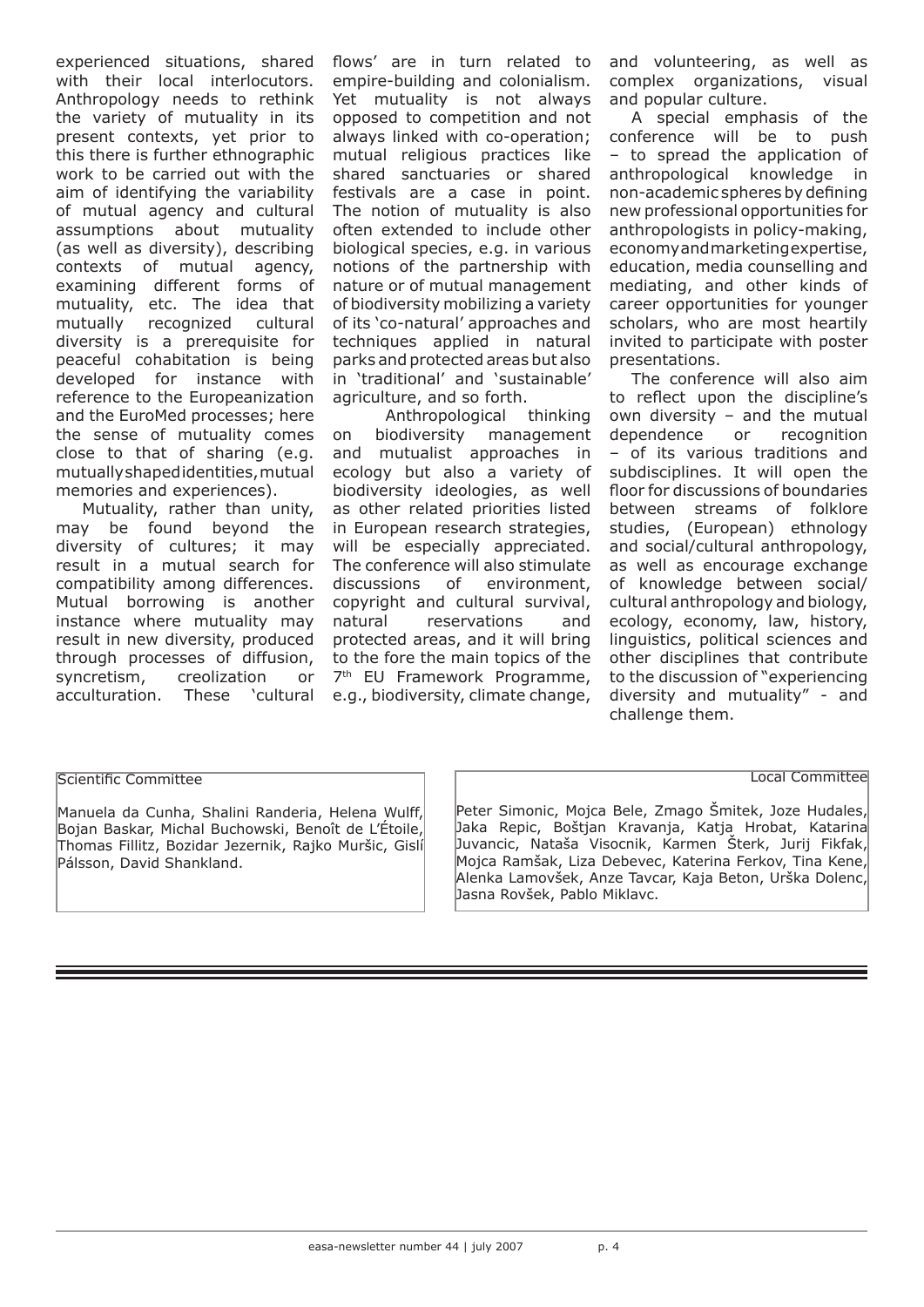experienced situations, shared with their local interlocutors. Anthropology needs to rethink the variety of mutuality in its present contexts, yet prior to this there is further ethnographic work to be carried out with the aim of identifying the variability of mutual agency and cultural assumptions about mutuality (as well as diversity), describing contexts of mutual agency, examining different forms of mutuality, etc. The idea that mutually recognized cultural diversity is a prerequisite for peaceful cohabitation is being developed for instance with reference to the Europeanization and the EuroMed processes; here the sense of mutuality comes close to that of sharing (e.g. mutually shaped identities, mutual memories and experiences).

Mutuality, rather than unity, may be found beyond the diversity of cultures; it may result in a mutual search for compatibility among differences. Mutual borrowing is another instance where mutuality may result in new diversity, produced through processes of diffusion, syncretism, creolization or acculturation. These 'cultural flows' are in turn related to empire-building and colonialism. Yet mutuality is not always opposed to competition and not always linked with co-operation; mutual religious practices like shared sanctuaries or shared festivals are a case in point. The notion of mutuality is also often extended to include other biological species, e.g. in various notions of the partnership with nature or of mutual management of biodiversity mobilizing a variety of its 'co-natural' approaches and techniques applied in natural parks and protected areas but also in 'traditional' and 'sustainable' agriculture, and so forth.

Anthropological thinking on biodiversity management and mutualist approaches in ecology but also a variety of biodiversity ideologies, as well as other related priorities listed in European research strategies, will be especially appreciated. The conference will also stimulate discussions of environment, copyright and cultural survival, natural reservations and protected areas, and it will bring to the fore the main topics of the 7th EU Framework Programme, e.g., biodiversity, climate change, and volunteering, as well as complex organizations, visual and popular culture.

A special emphasis of the conference will be to push – to spread the application of anthropological knowledge in non-academic spheres by defining new professional opportunities for anthropologists in policy-making, economy and marketing expertise, education, media counselling and mediating, and other kinds of career opportunities for younger scholars, who are most heartily invited to participate with poster presentations.

The conference will also aim to reflect upon the discipline's own diversity – and the mutual dependence or recognition – of its various traditions and subdisciplines. It will open the floor for discussions of boundaries between streams of folklore studies, (European) ethnology and social/cultural anthropology, as well as encourage exchange of knowledge between social/cultural anthropology and biology, ecology, economy, law, history, linguistics, political sciences and other disciplines that contribute to the discussion of "experiencing diversity and mutuality" - and challenge them.

Scientific Committee

Manuela da Cunha, Shalini Randeria, Helena Wulff, Bojan Baskar, Michal Buchowski, Benoît de L'Étoile, Thomas Fillitz, Bozidar Jezernik, Rajko Muršic, Gislí Pálsson, David Shankland.

Local Committee

Peter Simonic, Mojca Bele, Zmago Šmitek, Joze Hudales, Jaka Repic, Boštjan Kravanja, Katja Hrobat, Katarina Juvancic, Nataša Visocnik, Karmen Šterk, Jurij Fikfak, Mojca Ramšak, Liza Debevec, Katerina Ferkov, Tina Kene, Alenka Lamovšek, Anze Tavcar, Kaja Beton, Urška Dolenc, Jasna Rovšek, Pablo Miklavc.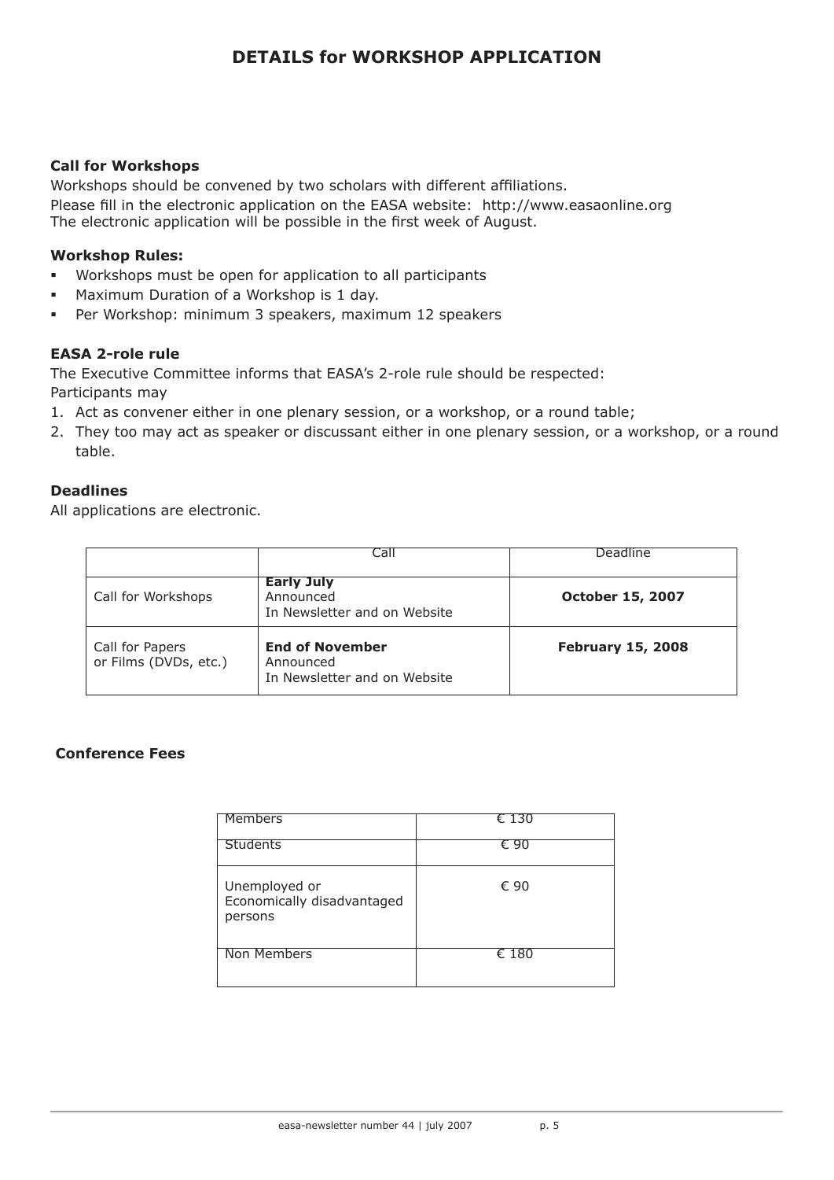# DETAILS for WORKSHOP APPLICATION

### Call for Workshops

Workshops should be convened by two scholars with different affiliations.
Please fill in the electronic application on the EASA website: http://www.easaonline.org
The electronic application will be possible in the first week of August.

### Workshop Rules:

- Workshops must be open for application to all participants
- Maximum Duration of a Workshop is 1 day.
- Per Workshop: minimum 3 speakers, maximum 12 speakers

### EASA 2-role rule

The Executive Committee informs that EASA's 2-role rule should be respected:
Participants may

1. Act as convener either in one plenary session, or a workshop, or a round table;
2. They too may act as speaker or discussant either in one plenary session, or a workshop, or a round table.

### Deadlines

All applications are electronic.

| | Call | Deadline |
|---|---|---|
| Call for Workshops | **Early July** Announced In Newsletter and on Website | **October 15, 2007** |
| Call for Papers or Films (DVDs, etc.) | **End of November** Announced In Newsletter and on Website | **February 15, 2008** |

### Conference Fees

| Members | € 130 |
|---|---|
| Students | € 90 |
| Unemployed or Economically disadvantaged persons | € 90 |
| Non Members | € 180 |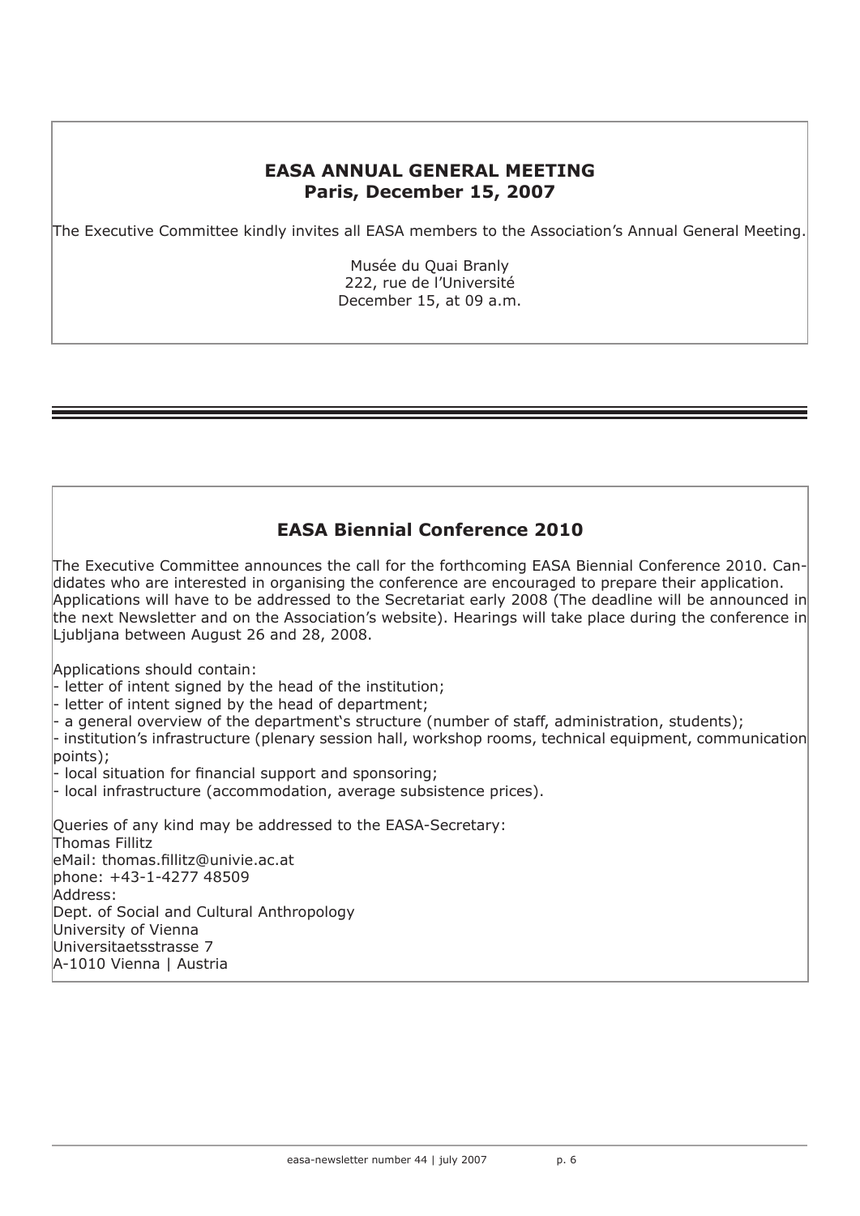## EASA ANNUAL GENERAL MEETING
## Paris, December 15, 2007

The Executive Committee kindly invites all EASA members to the Association's Annual General Meeting.

Musée du Quai Branly
222, rue de l'Université
December 15, at 09 a.m.

---

## EASA Biennial Conference 2010

The Executive Committee announces the call for the forthcoming EASA Biennial Conference 2010. Candidates who are interested in organising the conference are encouraged to prepare their application. Applications will have to be addressed to the Secretariat early 2008 (The deadline will be announced in the next Newsletter and on the Association's website). Hearings will take place during the conference in Ljubljana between August 26 and 28, 2008.

Applications should contain:

- letter of intent signed by the head of the institution;
- letter of intent signed by the head of department;
- a general overview of the department's structure (number of staff, administration, students);
- institution's infrastructure (plenary session hall, workshop rooms, technical equipment, communication points);
- local situation for financial support and sponsoring;
- local infrastructure (accommodation, average subsistence prices).

Queries of any kind may be addressed to the EASA-Secretary:
Thomas Fillitz
eMail: thomas.fillitz@univie.ac.at
phone: +43-1-4277 48509
Address:
Dept. of Social and Cultural Anthropology
University of Vienna
Universitaetsstrasse 7
A-1010 Vienna | Austria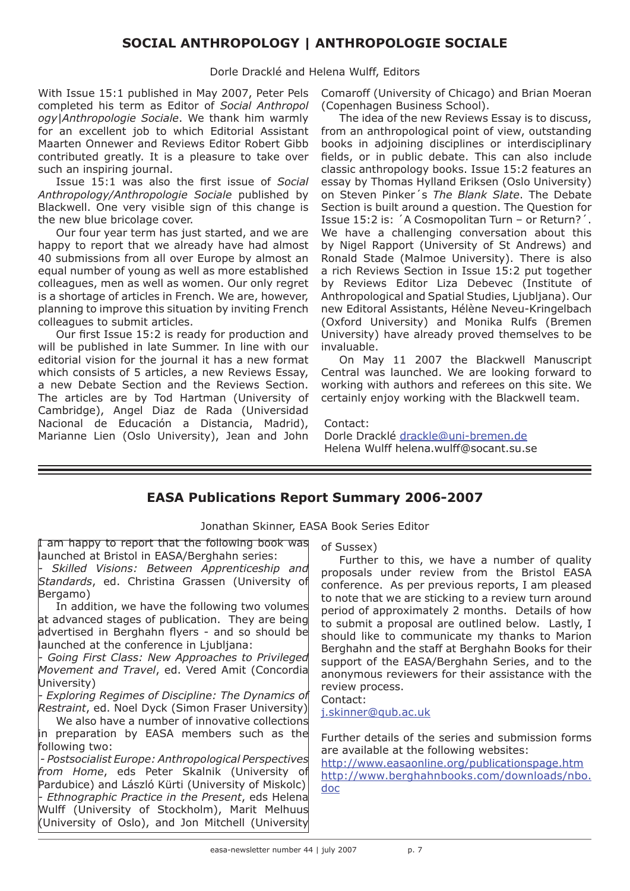## SOCIAL ANTHROPOLOGY | ANTHROPOLOGIE SOCIALE

Dorle Dracklé and Helena Wulff, Editors

With Issue 15:1 published in May 2007, Peter Pels completed his term as Editor of *Social Anthropology|Anthropologie Sociale*. We thank him warmly for an excellent job to which Editorial Assistant Maarten Onnewer and Reviews Editor Robert Gibb contributed greatly. It is a pleasure to take over such an inspiring journal.

Issue 15:1 was also the first issue of *Social Anthropology/Anthropologie Sociale* published by Blackwell. One very visible sign of this change is the new blue bricolage cover.

Our four year term has just started, and we are happy to report that we already have had almost 40 submissions from all over Europe by almost an equal number of young as well as more established colleagues, men as well as women. Our only regret is a shortage of articles in French. We are, however, planning to improve this situation by inviting French colleagues to submit articles.

Our first Issue 15:2 is ready for production and will be published in late Summer. In line with our editorial vision for the journal it has a new format which consists of 5 articles, a new Reviews Essay, a new Debate Section and the Reviews Section. The articles are by Tod Hartman (University of Cambridge), Angel Diaz de Rada (Universidad Nacional de Educación a Distancia, Madrid), Marianne Lien (Oslo University), Jean and John Comaroff (University of Chicago) and Brian Moeran (Copenhagen Business School).

The idea of the new Reviews Essay is to discuss, from an anthropological point of view, outstanding books in adjoining disciplines or interdisciplinary fields, or in public debate. This can also include classic anthropology books. Issue 15:2 features an essay by Thomas Hylland Eriksen (Oslo University) on Steven Pinker´s *The Blank Slate*. The Debate Section is built around a question. The Question for Issue 15:2 is: ´A Cosmopolitan Turn – or Return?´. We have a challenging conversation about this by Nigel Rapport (University of St Andrews) and Ronald Stade (Malmoe University). There is also a rich Reviews Section in Issue 15:2 put together by Reviews Editor Liza Debevec (Institute of Anthropological and Spatial Studies, Ljubljana). Our new Editoral Assistants, Hélène Neveu-Kringelbach (Oxford University) and Monika Rulfs (Bremen University) have already proved themselves to be invaluable.

On May 11 2007 the Blackwell Manuscript Central was launched. We are looking forward to working with authors and referees on this site. We certainly enjoy working with the Blackwell team.

Contact:
Dorle Dracklé drackle@uni-bremen.de
Helena Wulff helena.wulff@socant.su.se

---

## EASA Publications Report Summary 2006-2007

Jonathan Skinner, EASA Book Series Editor

I am happy to report that the following book was launched at Bristol in EASA/Berghahn series:

- *Skilled Visions: Between Apprenticeship and Standards*, ed. Christina Grassen (University of Bergamo)

In addition, we have the following two volumes at advanced stages of publication. They are being advertised in Berghahn flyers - and so should be launched at the conference in Ljubljana:

- *Going First Class: New Approaches to Privileged Movement and Travel*, ed. Vered Amit (Concordia University)
- *Exploring Regimes of Discipline: The Dynamics of Restraint*, ed. Noel Dyck (Simon Fraser University)

We also have a number of innovative collections in preparation by EASA members such as the following two:

- *Postsocialist Europe: Anthropological Perspectives from Home*, eds Peter Skalnik (University of Pardubice) and László Kürti (University of Miskolc)
- *Ethnographic Practice in the Present*, eds Helena Wulff (University of Stockholm), Marit Melhuus (University of Oslo), and Jon Mitchell (University of Sussex)

Further to this, we have a number of quality proposals under review from the Bristol EASA conference. As per previous reports, I am pleased to note that we are sticking to a review turn around period of approximately 2 months. Details of how to submit a proposal are outlined below. Lastly, I should like to communicate my thanks to Marion Berghahn and the staff at Berghahn Books for their support of the EASA/Berghahn Series, and to the anonymous reviewers for their assistance with the review process.

Contact:
j.skinner@qub.ac.uk

Further details of the series and submission forms are available at the following websites:
http://www.easaonline.org/publicationspage.htm
http://www.berghahnbooks.com/downloads/nbo.doc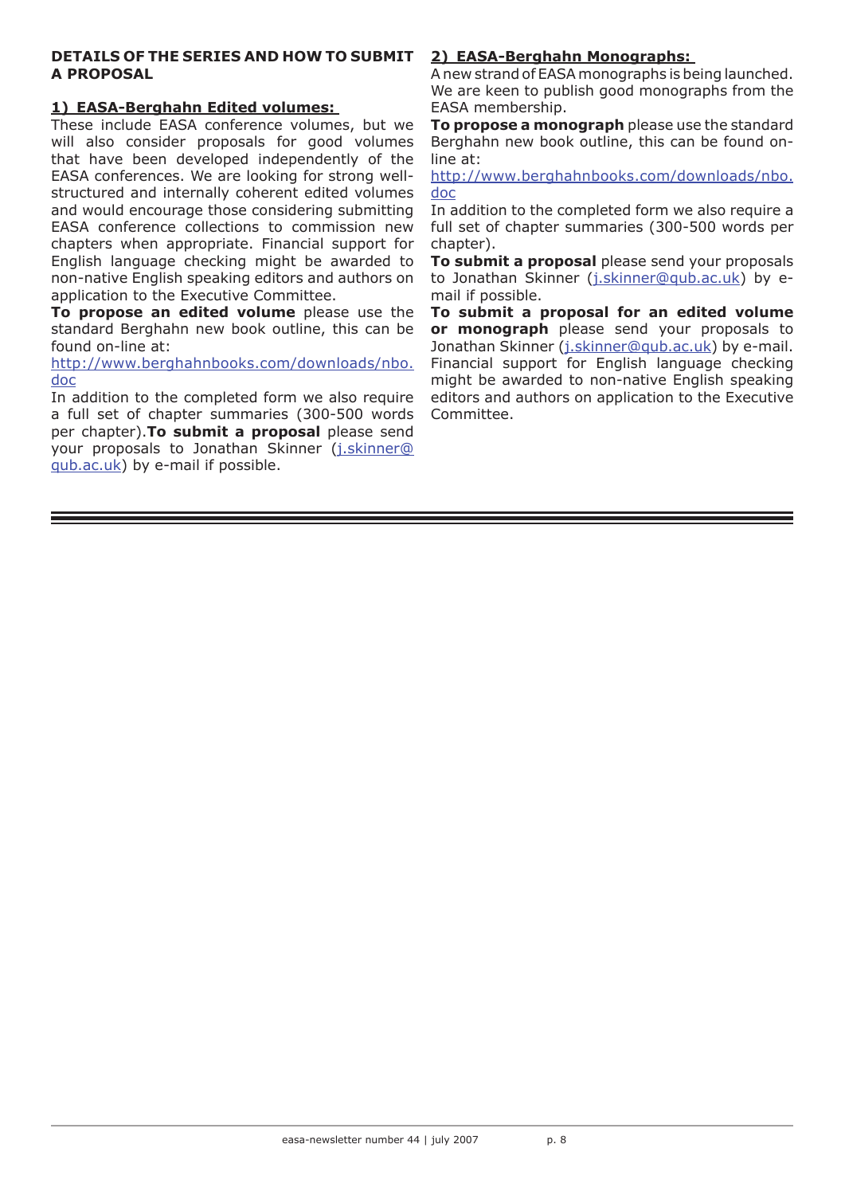**DETAILS OF THE SERIES AND HOW TO SUBMIT A PROPOSAL**

**1) EASA-Berghahn Edited volumes:**

These include EASA conference volumes, but we will also consider proposals for good volumes that have been developed independently of the EASA conferences. We are looking for strong well-structured and internally coherent edited volumes and would encourage those considering submitting EASA conference collections to commission new chapters when appropriate. Financial support for English language checking might be awarded to non-native English speaking editors and authors on application to the Executive Committee.

**To propose an edited volume** please use the standard Berghahn new book outline, this can be found on-line at:

http://www.berghahnbooks.com/downloads/nbo.doc

In addition to the completed form we also require a full set of chapter summaries (300-500 words per chapter).**To submit a proposal** please send your proposals to Jonathan Skinner (j.skinner@qub.ac.uk) by e-mail if possible.

**2) EASA-Berghahn Monographs:**

A new strand of EASA monographs is being launched. We are keen to publish good monographs from the EASA membership.

**To propose a monograph** please use the standard Berghahn new book outline, this can be found on-line at:

http://www.berghahnbooks.com/downloads/nbo.doc

In addition to the completed form we also require a full set of chapter summaries (300-500 words per chapter).

**To submit a proposal** please send your proposals to Jonathan Skinner (j.skinner@qub.ac.uk) by e-mail if possible.

**To submit a proposal for an edited volume or monograph** please send your proposals to Jonathan Skinner (j.skinner@qub.ac.uk) by e-mail. Financial support for English language checking might be awarded to non-native English speaking editors and authors on application to the Executive Committee.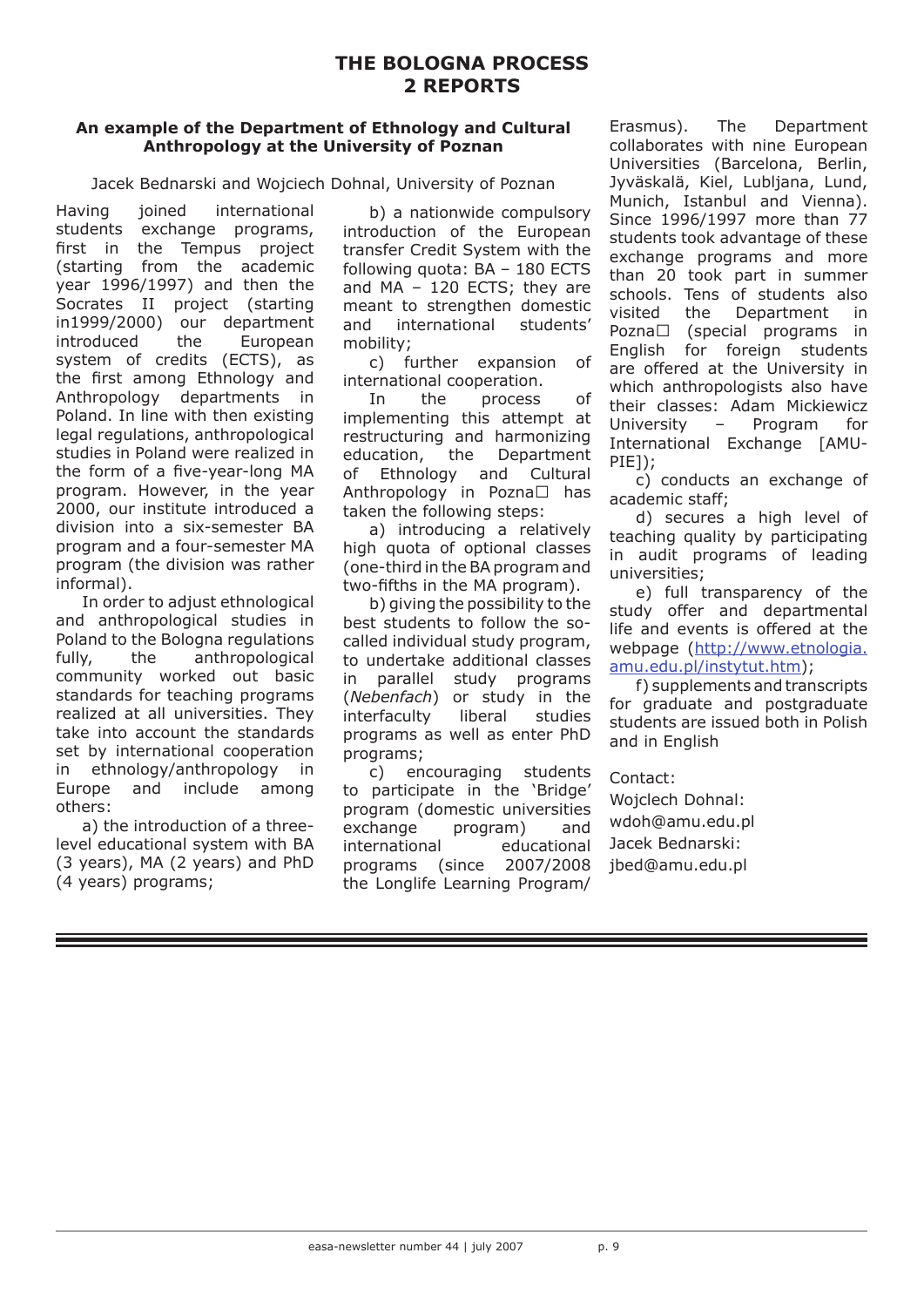# THE BOLOGNA PROCESS
# 2 REPORTS

### An example of the Department of Ethnology and Cultural Anthropology at the University of Poznan

Jacek Bednarski and Wojciech Dohnal, University of Poznan

Having joined international students exchange programs, first in the Tempus project (starting from the academic year 1996/1997) and then the Socrates II project (starting in1999/2000) our department introduced the European system of credits (ECTS), as the first among Ethnology and Anthropology departments in Poland. In line with then existing legal regulations, anthropological studies in Poland were realized in the form of a five-year-long MA program. However, in the year 2000, our institute introduced a division into a six-semester BA program and a four-semester MA program (the division was rather informal).

In order to adjust ethnological and anthropological studies in Poland to the Bologna regulations fully, the anthropological community worked out basic standards for teaching programs realized at all universities. They take into account the standards set by international cooperation in ethnology/anthropology in Europe and include among others:

a) the introduction of a three-level educational system with BA (3 years), MA (2 years) and PhD (4 years) programs;

b) a nationwide compulsory introduction of the European transfer Credit System with the following quota: BA – 180 ECTS and MA – 120 ECTS; they are meant to strengthen domestic and international students' mobility;

c) further expansion of international cooperation.

In the process of implementing this attempt at restructuring and harmonizing education, the Department of Ethnology and Cultural Anthropology in Pozna□ has taken the following steps:

a) introducing a relatively high quota of optional classes (one-third in the BA program and two-fifths in the MA program).

b) giving the possibility to the best students to follow the so-called individual study program, to undertake additional classes in parallel study programs (*Nebenfach*) or study in the interfaculty liberal studies programs as well as enter PhD programs;

c) encouraging students to participate in the 'Bridge' program (domestic universities exchange program) and international educational programs (since 2007/2008 the Longlife Learning Program/ Erasmus). The Department collaborates with nine European Universities (Barcelona, Berlin, Jyväskalä, Kiel, Lubljana, Lund, Munich, Istanbul and Vienna). Since 1996/1997 more than 77 students took advantage of these exchange programs and more than 20 took part in summer schools. Tens of students also visited the Department in Pozna□ (special programs in English for foreign students are offered at the University in which anthropologists also have their classes: Adam Mickiewicz University – Program for International Exchange [AMU-PIE]);

c) conducts an exchange of academic staff;

d) secures a high level of teaching quality by participating in audit programs of leading universities;

e) full transparency of the study offer and departmental life and events is offered at the webpage (http://www.etnologia.amu.edu.pl/instytut.htm);

f) supplements and transcripts for graduate and postgraduate students are issued both in Polish and in English

Contact:
Wojclech Dohnal:
wdoh@amu.edu.pl
Jacek Bednarski:
jbed@amu.edu.pl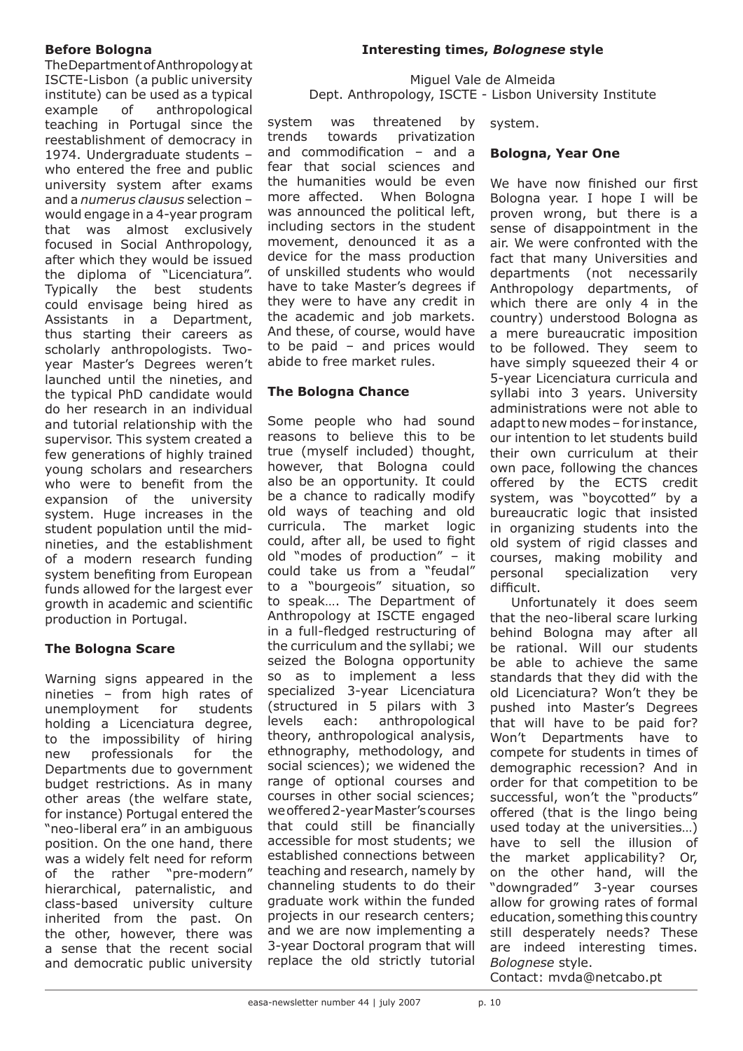## Interesting times, *Bolognese* style

Miguel Vale de Almeida
Dept. Anthropology, ISCTE - Lisbon University Institute

### Before Bologna

The Department of Anthropology at ISCTE-Lisbon (a public university institute) can be used as a typical example of anthropological teaching in Portugal since the reestablishment of democracy in 1974. Undergraduate students – who entered the free and public university system after exams and a *numerus clausus* selection – would engage in a 4-year program that was almost exclusively focused in Social Anthropology, after which they would be issued the diploma of "Licenciatura". Typically the best students could envisage being hired as Assistants in a Department, thus starting their careers as scholarly anthropologists. Two-year Master's Degrees weren't launched until the nineties, and the typical PhD candidate would do her research in an individual and tutorial relationship with the supervisor. This system created a few generations of highly trained young scholars and researchers who were to benefit from the expansion of the university system. Huge increases in the student population until the mid-nineties, and the establishment of a modern research funding system benefiting from European funds allowed for the largest ever growth in academic and scientific production in Portugal.

### The Bologna Scare

Warning signs appeared in the nineties – from high rates of unemployment for students holding a Licenciatura degree, to the impossibility of hiring new professionals for the Departments due to government budget restrictions. As in many other areas (the welfare state, for instance) Portugal entered the "neo-liberal era" in an ambiguous position. On the one hand, there was a widely felt need for reform of the rather "pre-modern" hierarchical, paternalistic, and class-based university culture inherited from the past. On the other, however, there was a sense that the recent social and democratic public university system was threatened by trends towards privatization and commodification – and a fear that social sciences and the humanities would be even more affected. When Bologna was announced the political left, including sectors in the student movement, denounced it as a device for the mass production of unskilled students who would have to take Master's degrees if they were to have any credit in the academic and job markets. And these, of course, would have to be paid – and prices would abide to free market rules.

### The Bologna Chance

Some people who had sound reasons to believe this to be true (myself included) thought, however, that Bologna could also be an opportunity. It could be a chance to radically modify old ways of teaching and old curricula. The market logic could, after all, be used to fight old "modes of production" – it could take us from a "feudal" to a "bourgeois" situation, so to speak…. The Department of Anthropology at ISCTE engaged in a full-fledged restructuring of the curriculum and the syllabi; we seized the Bologna opportunity so as to implement a less specialized 3-year Licenciatura (structured in 5 pilars with 3 levels each: anthropological theory, anthropological analysis, ethnography, methodology, and social sciences); we widened the range of optional courses and courses in other social sciences; we offered 2-year Master's courses that could still be financially accessible for most students; we established connections between teaching and research, namely by channeling students to do their graduate work within the funded projects in our research centers; and we are now implementing a 3-year Doctoral program that will replace the old strictly tutorial system.

### Bologna, Year One

We have now finished our first Bologna year. I hope I will be proven wrong, but there is a sense of disappointment in the air. We were confronted with the fact that many Universities and departments (not necessarily Anthropology departments, of which there are only 4 in the country) understood Bologna as a mere bureaucratic imposition to be followed. They seem to have simply squeezed their 4 or 5-year Licenciatura curricula and syllabi into 3 years. University administrations were not able to adapt to new modes – for instance, our intention to let students build their own curriculum at their own pace, following the chances offered by the ECTS credit system, was "boycotted" by a bureaucratic logic that insisted in organizing students into the old system of rigid classes and courses, making mobility and personal specialization very difficult.

Unfortunately it does seem that the neo-liberal scare lurking behind Bologna may after all be rational. Will our students be able to achieve the same standards that they did with the old Licenciatura? Won't they be pushed into Master's Degrees that will have to be paid for? Won't Departments have to compete for students in times of demographic recession? And in order for that competition to be successful, won't the "products" offered (that is the lingo being used today at the universities…) have to sell the illusion of the market applicability? Or, on the other hand, will the "downgraded" 3-year courses allow for growing rates of formal education, something this country still desperately needs? These are indeed interesting times. *Bolognese* style.

Contact: mvda@netcabo.pt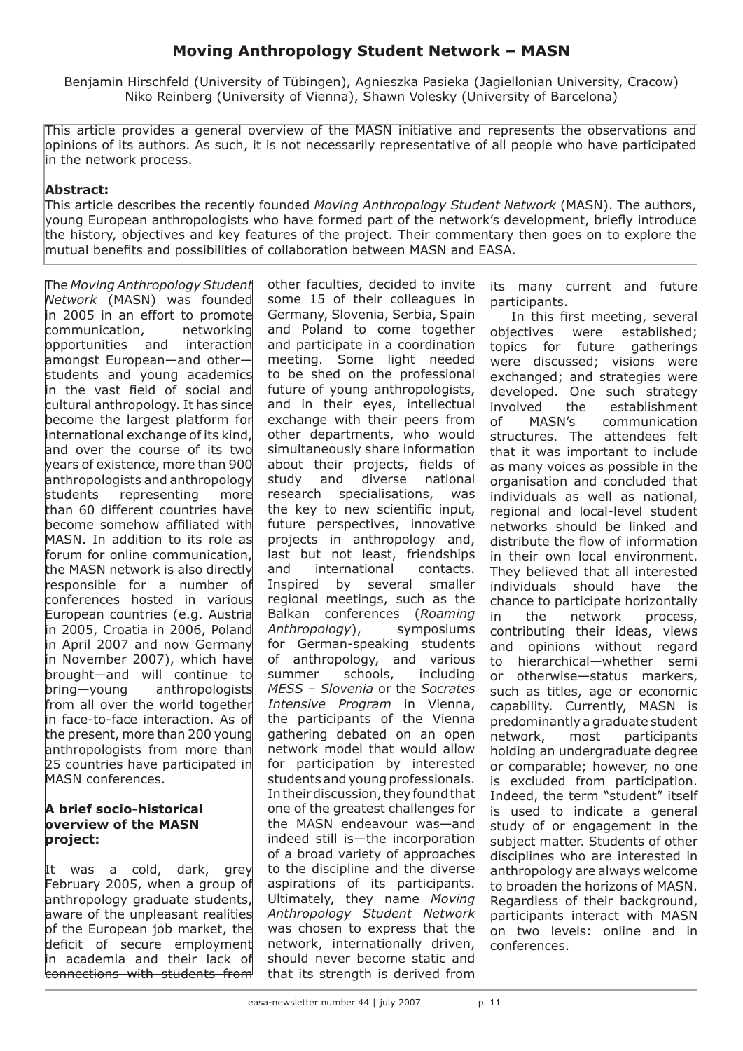# Moving Anthropology Student Network – MASN

Benjamin Hirschfeld (University of Tübingen), Agnieszka Pasieka (Jagiellonian University, Cracow)
Niko Reinberg (University of Vienna), Shawn Volesky (University of Barcelona)

This article provides a general overview of the MASN initiative and represents the observations and opinions of its authors. As such, it is not necessarily representative of all people who have participated in the network process.

**Abstract:**
This article describes the recently founded *Moving Anthropology Student Network* (MASN). The authors, young European anthropologists who have formed part of the network's development, briefly introduce the history, objectives and key features of the project. Their commentary then goes on to explore the mutual benefits and possibilities of collaboration between MASN and EASA.

The *Moving Anthropology Student Network* (MASN) was founded in 2005 in an effort to promote communication, networking opportunities and interaction amongst European—and other—students and young academics in the vast field of social and cultural anthropology. It has since become the largest platform for international exchange of its kind, and over the course of its two years of existence, more than 900 anthropologists and anthropology students representing more than 60 different countries have become somehow affiliated with MASN. In addition to its role as forum for online communication, the MASN network is also directly responsible for a number of conferences hosted in various European countries (e.g. Austria in 2005, Croatia in 2006, Poland in April 2007 and now Germany in November 2007), which have brought—and will continue to bring—young anthropologists from all over the world together in face-to-face interaction. As of the present, more than 200 young anthropologists from more than 25 countries have participated in MASN conferences.

## A brief socio-historical overview of the MASN project:

It was a cold, dark, grey February 2005, when a group of anthropology graduate students, aware of the unpleasant realities of the European job market, the deficit of secure employment in academia and their lack of connections with students from other faculties, decided to invite some 15 of their colleagues in Germany, Slovenia, Serbia, Spain and Poland to come together and participate in a coordination meeting. Some light needed to be shed on the professional future of young anthropologists, and in their eyes, intellectual exchange with their peers from other departments, who would simultaneously share information about their projects, fields of study and diverse national research specialisations, was the key to new scientific input, future perspectives, innovative projects in anthropology and, last but not least, friendships and international contacts. Inspired by several smaller regional meetings, such as the Balkan conferences (*Roaming Anthropology*), symposiums for German-speaking students of anthropology, and various summer schools, including *MESS – Slovenia* or the *Socrates Intensive Program* in Vienna, the participants of the Vienna gathering debated on an open network model that would allow for participation by interested students and young professionals. In their discussion, they found that one of the greatest challenges for the MASN endeavour was—and indeed still is—the incorporation of a broad variety of approaches to the discipline and the diverse aspirations of its participants. Ultimately, they name *Moving Anthropology Student Network* was chosen to express that the network, internationally driven, should never become static and that its strength is derived from its many current and future participants.

In this first meeting, several objectives were established; topics for future gatherings were discussed; visions were exchanged; and strategies were developed. One such strategy involved the establishment of MASN's communication structures. The attendees felt that it was important to include as many voices as possible in the organisation and concluded that individuals as well as national, regional and local-level student networks should be linked and distribute the flow of information in their own local environment. They believed that all interested individuals should have the chance to participate horizontally in the network process, contributing their ideas, views and opinions without regard to hierarchical—whether semi or otherwise—status markers, such as titles, age or economic capability. Currently, MASN is predominantly a graduate student network, most participants holding an undergraduate degree or comparable; however, no one is excluded from participation. Indeed, the term "student" itself is used to indicate a general study of or engagement in the subject matter. Students of other disciplines who are interested in anthropology are always welcome to broaden the horizons of MASN. Regardless of their background, participants interact with MASN on two levels: online and in conferences.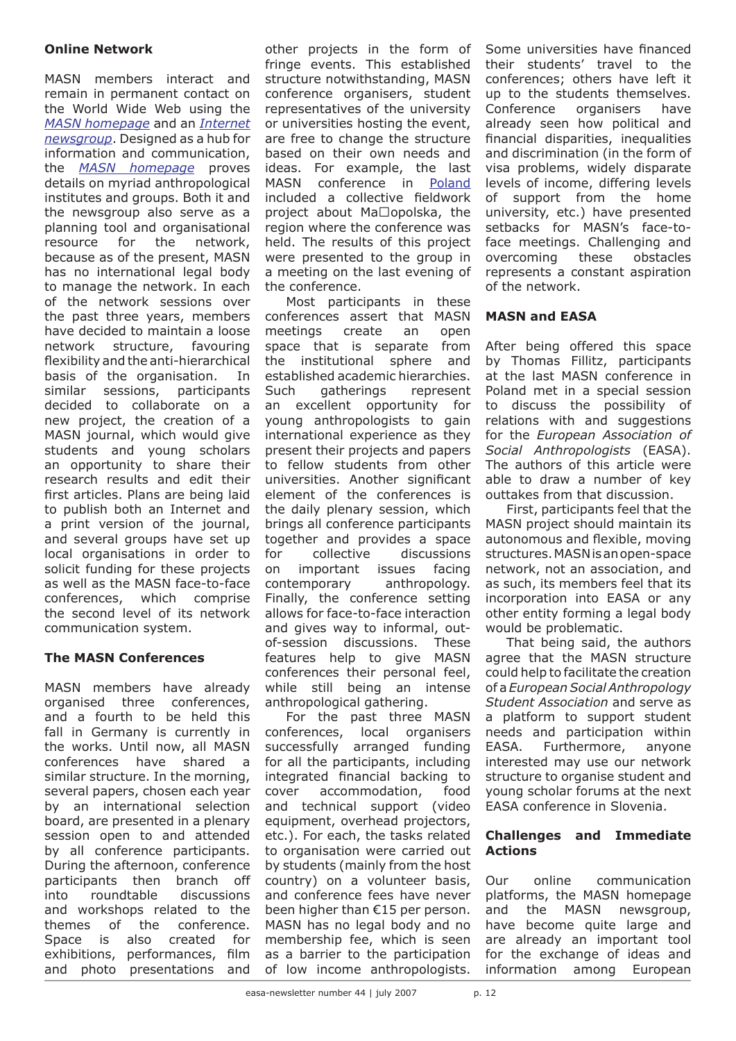## Online Network

MASN members interact and remain in permanent contact on the World Wide Web using the *MASN homepage* and an *Internet newsgroup*. Designed as a hub for information and communication, the *MASN homepage* proves details on myriad anthropological institutes and groups. Both it and the newsgroup also serve as a planning tool and organisational resource for the network, because as of the present, MASN has no international legal body to manage the network. In each of the network sessions over the past three years, members have decided to maintain a loose network structure, favouring flexibility and the anti-hierarchical basis of the organisation. In similar sessions, participants decided to collaborate on a new project, the creation of a MASN journal, which would give students and young scholars an opportunity to share their research results and edit their first articles. Plans are being laid to publish both an Internet and a print version of the journal, and several groups have set up local organisations in order to solicit funding for these projects as well as the MASN face-to-face conferences, which comprise the second level of its network communication system.

## The MASN Conferences

MASN members have already organised three conferences, and a fourth to be held this fall in Germany is currently in the works. Until now, all MASN conferences have shared a similar structure. In the morning, several papers, chosen each year by an international selection board, are presented in a plenary session open to and attended by all conference participants. During the afternoon, conference participants then branch off into roundtable discussions and workshops related to the themes of the conference. Space is also created for exhibitions, performances, film and photo presentations and other projects in the form of fringe events. This established structure notwithstanding, MASN conference organisers, student representatives of the university or universities hosting the event, are free to change the structure based on their own needs and ideas. For example, the last MASN conference in Poland included a collective fieldwork project about Ma□opolska, the region where the conference was held. The results of this project were presented to the group in a meeting on the last evening of the conference.

Most participants in these conferences assert that MASN meetings create an open space that is separate from the institutional sphere and established academic hierarchies. Such gatherings represent an excellent opportunity for young anthropologists to gain international experience as they present their projects and papers to fellow students from other universities. Another significant element of the conferences is the daily plenary session, which brings all conference participants together and provides a space for collective discussions on important issues facing contemporary anthropology. Finally, the conference setting allows for face-to-face interaction and gives way to informal, out-of-session discussions. These features help to give MASN conferences their personal feel, while still being an intense anthropological gathering.

For the past three MASN conferences, local organisers successfully arranged funding for all the participants, including integrated financial backing to cover accommodation, food and technical support (video equipment, overhead projectors, etc.). For each, the tasks related to organisation were carried out by students (mainly from the host country) on a volunteer basis, and conference fees have never been higher than €15 per person. MASN has no legal body and no membership fee, which is seen as a barrier to the participation of low income anthropologists. Some universities have financed their students' travel to the conferences; others have left it up to the students themselves. Conference organisers have already seen how political and financial disparities, inequalities and discrimination (in the form of visa problems, widely disparate levels of income, differing levels of support from the home university, etc.) have presented setbacks for MASN's face-to-face meetings. Challenging and overcoming these obstacles represents a constant aspiration of the network.

## MASN and EASA

After being offered this space by Thomas Fillitz, participants at the last MASN conference in Poland met in a special session to discuss the possibility of relations with and suggestions for the *European Association of Social Anthropologists* (EASA). The authors of this article were able to draw a number of key outtakes from that discussion.

First, participants feel that the MASN project should maintain its autonomous and flexible, moving structures. MASN is an open-space network, not an association, and as such, its members feel that its incorporation into EASA or any other entity forming a legal body would be problematic.

That being said, the authors agree that the MASN structure could help to facilitate the creation of a *European Social Anthropology Student Association* and serve as a platform to support student needs and participation within EASA. Furthermore, anyone interested may use our network structure to organise student and young scholar forums at the next EASA conference in Slovenia.

## Challenges and Immediate Actions

Our online communication platforms, the MASN homepage and the MASN newsgroup, have become quite large and are already an important tool for the exchange of ideas and information among European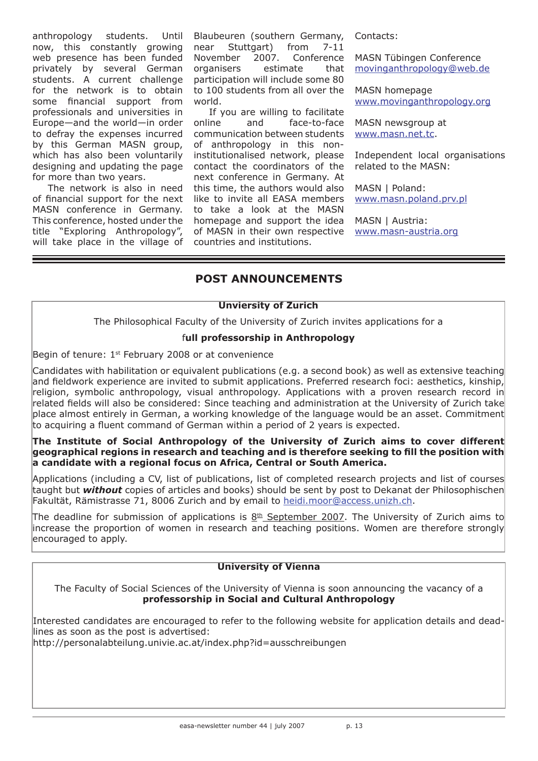anthropology students. Until now, this constantly growing web presence has been funded privately by several German students. A current challenge for the network is to obtain some financial support from professionals and universities in Europe—and the world—in order to defray the expenses incurred by this German MASN group, which has also been voluntarily designing and updating the page for more than two years.

The network is also in need of financial support for the next MASN conference in Germany. This conference, hosted under the title "Exploring Anthropology", will take place in the village of Blaubeuren (southern Germany, near Stuttgart) from 7-11 November 2007. Conference organisers estimate that participation will include some 80 to 100 students from all over the world.

If you are willing to facilitate online and face-to-face communication between students of anthropology in this non-institutionalised network, please contact the coordinators of the next conference in Germany. At this time, the authors would also like to invite all EASA members to take a look at the MASN homepage and support the idea of MASN in their own respective countries and institutions.

Contacts:

MASN Tübingen Conference
movinganthropology@web.de

MASN homepage
www.movinganthropology.org

MASN newsgroup at
www.masn.net.tc.

Independent local organisations related to the MASN:

MASN | Poland:
www.masn.poland.prv.pl

MASN | Austria:
www.masn-austria.org

## POST ANNOUNCEMENTS

### Unviersity of Zurich

The Philosophical Faculty of the University of Zurich invites applications for a

**full professorship in Anthropology**

Begin of tenure: 1st February 2008 or at convenience

Candidates with habilitation or equivalent publications (e.g. a second book) as well as extensive teaching and fieldwork experience are invited to submit applications. Preferred research foci: aesthetics, kinship, religion, symbolic anthropology, visual anthropology. Applications with a proven research record in related fields will also be considered: Since teaching and administration at the University of Zurich take place almost entirely in German, a working knowledge of the language would be an asset. Commitment to acquiring a fluent command of German within a period of 2 years is expected.

**The Institute of Social Anthropology of the University of Zurich aims to cover different geographical regions in research and teaching and is therefore seeking to fill the position with a candidate with a regional focus on Africa, Central or South America.**

Applications (including a CV, list of publications, list of completed research projects and list of courses taught but ***without*** copies of articles and books) should be sent by post to Dekanat der Philosophischen Fakultät, Rämistrasse 71, 8006 Zurich and by email to heidi.moor@access.unizh.ch.

The deadline for submission of applications is 8th September 2007. The University of Zurich aims to increase the proportion of women in research and teaching positions. Women are therefore strongly encouraged to apply.

### University of Vienna

The Faculty of Social Sciences of the University of Vienna is soon announcing the vacancy of a **professorship in Social and Cultural Anthropology**

Interested candidates are encouraged to refer to the following website for application details and deadlines as soon as the post is advertised:
http://personalabteilung.univie.ac.at/index.php?id=ausschreibungen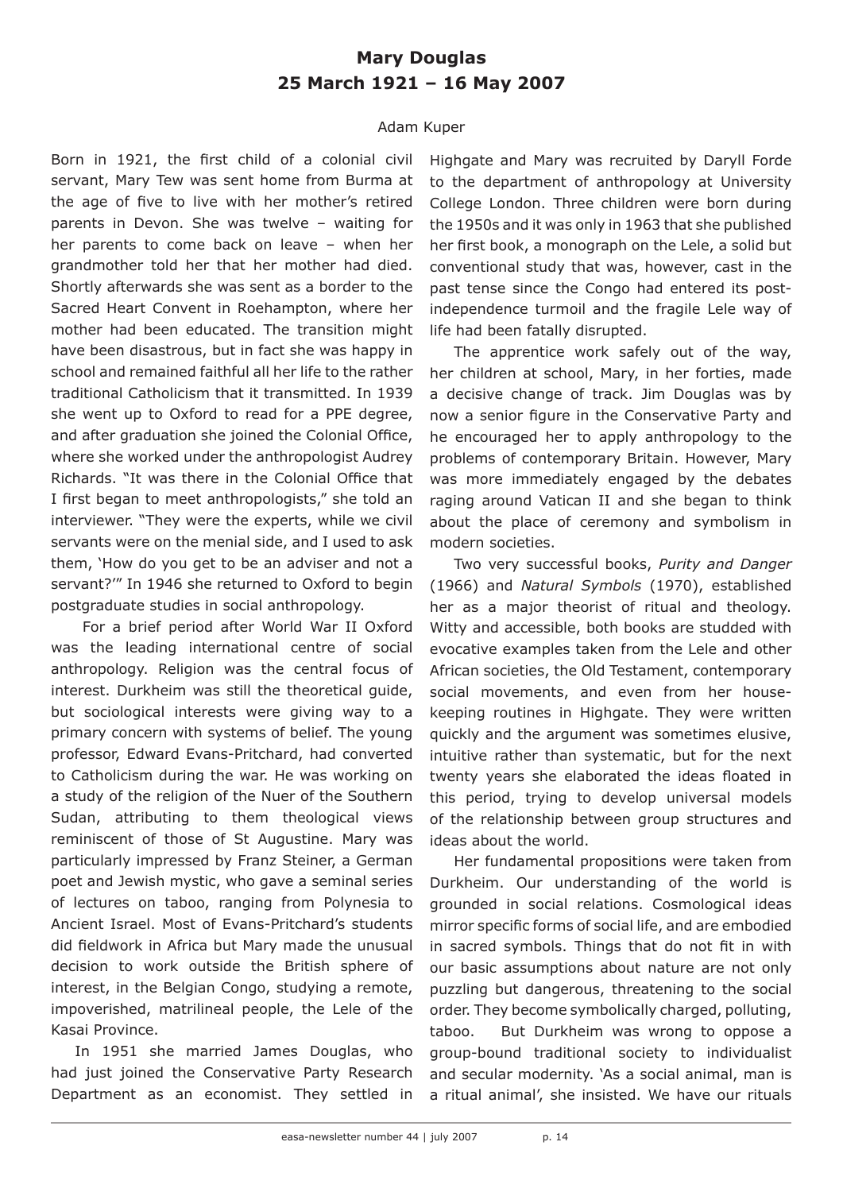## Mary Douglas
## 25 March 1921 – 16 May 2007

Adam Kuper

Born in 1921, the first child of a colonial civil servant, Mary Tew was sent home from Burma at the age of five to live with her mother's retired parents in Devon. She was twelve – waiting for her parents to come back on leave – when her grandmother told her that her mother had died. Shortly afterwards she was sent as a border to the Sacred Heart Convent in Roehampton, where her mother had been educated. The transition might have been disastrous, but in fact she was happy in school and remained faithful all her life to the rather traditional Catholicism that it transmitted. In 1939 she went up to Oxford to read for a PPE degree, and after graduation she joined the Colonial Office, where she worked under the anthropologist Audrey Richards. "It was there in the Colonial Office that I first began to meet anthropologists," she told an interviewer. "They were the experts, while we civil servants were on the menial side, and I used to ask them, 'How do you get to be an adviser and not a servant?'" In 1946 she returned to Oxford to begin postgraduate studies in social anthropology.

For a brief period after World War II Oxford was the leading international centre of social anthropology. Religion was the central focus of interest. Durkheim was still the theoretical guide, but sociological interests were giving way to a primary concern with systems of belief. The young professor, Edward Evans-Pritchard, had converted to Catholicism during the war. He was working on a study of the religion of the Nuer of the Southern Sudan, attributing to them theological views reminiscent of those of St Augustine. Mary was particularly impressed by Franz Steiner, a German poet and Jewish mystic, who gave a seminal series of lectures on taboo, ranging from Polynesia to Ancient Israel. Most of Evans-Pritchard's students did fieldwork in Africa but Mary made the unusual decision to work outside the British sphere of interest, in the Belgian Congo, studying a remote, impoverished, matrilineal people, the Lele of the Kasai Province.

In 1951 she married James Douglas, who had just joined the Conservative Party Research Department as an economist. They settled in Highgate and Mary was recruited by Daryll Forde to the department of anthropology at University College London. Three children were born during the 1950s and it was only in 1963 that she published her first book, a monograph on the Lele, a solid but conventional study that was, however, cast in the past tense since the Congo had entered its post-independence turmoil and the fragile Lele way of life had been fatally disrupted.

The apprentice work safely out of the way, her children at school, Mary, in her forties, made a decisive change of track. Jim Douglas was by now a senior figure in the Conservative Party and he encouraged her to apply anthropology to the problems of contemporary Britain. However, Mary was more immediately engaged by the debates raging around Vatican II and she began to think about the place of ceremony and symbolism in modern societies.

Two very successful books, *Purity and Danger* (1966) and *Natural Symbols* (1970), established her as a major theorist of ritual and theology. Witty and accessible, both books are studded with evocative examples taken from the Lele and other African societies, the Old Testament, contemporary social movements, and even from her house-keeping routines in Highgate. They were written quickly and the argument was sometimes elusive, intuitive rather than systematic, but for the next twenty years she elaborated the ideas floated in this period, trying to develop universal models of the relationship between group structures and ideas about the world.

Her fundamental propositions were taken from Durkheim. Our understanding of the world is grounded in social relations. Cosmological ideas mirror specific forms of social life, and are embodied in sacred symbols. Things that do not fit in with our basic assumptions about nature are not only puzzling but dangerous, threatening to the social order. They become symbolically charged, polluting, taboo. But Durkheim was wrong to oppose a group-bound traditional society to individualist and secular modernity. 'As a social animal, man is a ritual animal', she insisted. We have our rituals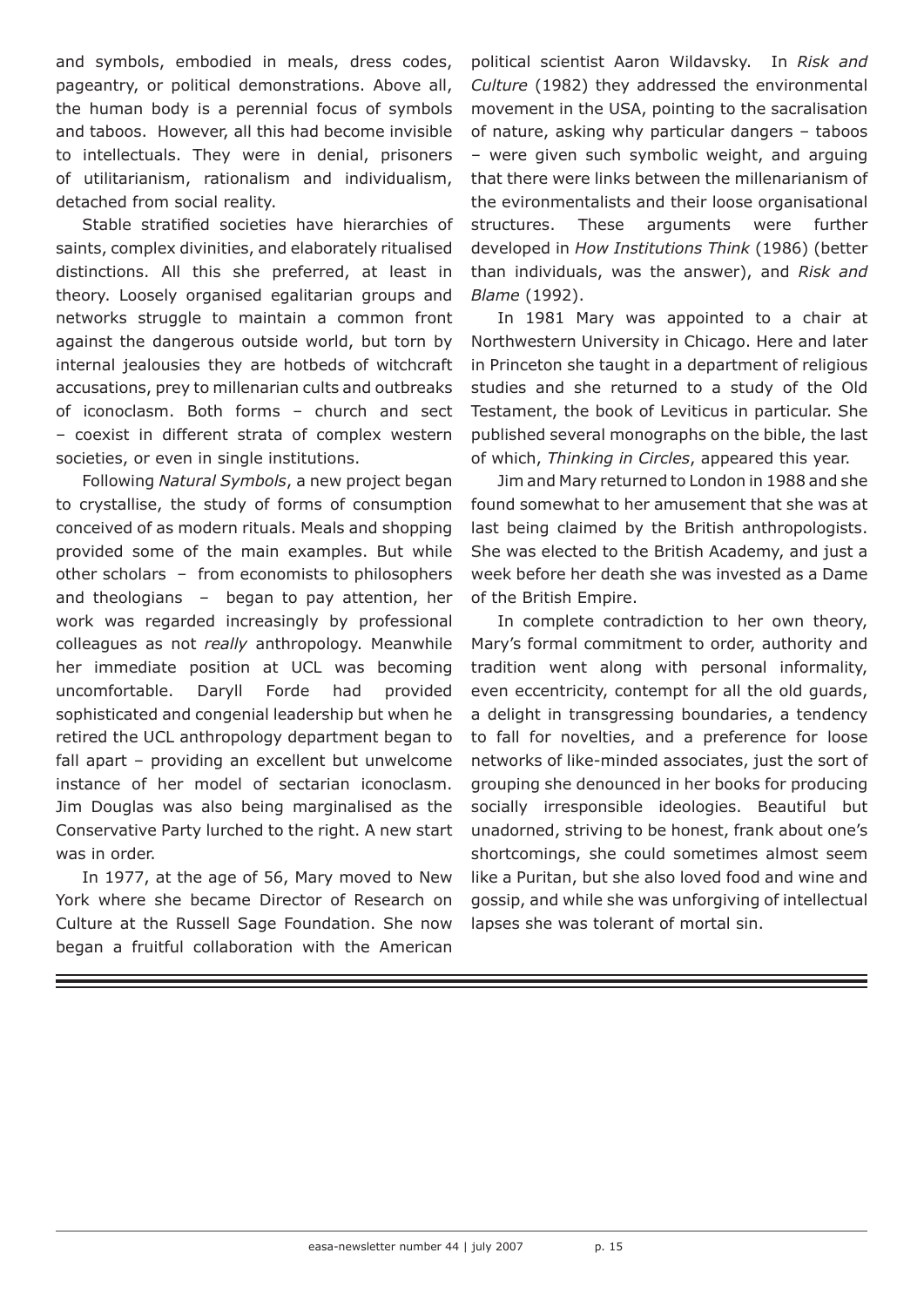and symbols, embodied in meals, dress codes, pageantry, or political demonstrations. Above all, the human body is a perennial focus of symbols and taboos. However, all this had become invisible to intellectuals. They were in denial, prisoners of utilitarianism, rationalism and individualism, detached from social reality.

Stable stratified societies have hierarchies of saints, complex divinities, and elaborately ritualised distinctions. All this she preferred, at least in theory. Loosely organised egalitarian groups and networks struggle to maintain a common front against the dangerous outside world, but torn by internal jealousies they are hotbeds of witchcraft accusations, prey to millenarian cults and outbreaks of iconoclasm. Both forms – church and sect – coexist in different strata of complex western societies, or even in single institutions.

Following *Natural Symbols*, a new project began to crystallise, the study of forms of consumption conceived of as modern rituals. Meals and shopping provided some of the main examples. But while other scholars – from economists to philosophers and theologians – began to pay attention, her work was regarded increasingly by professional colleagues as not *really* anthropology. Meanwhile her immediate position at UCL was becoming uncomfortable. Daryll Forde had provided sophisticated and congenial leadership but when he retired the UCL anthropology department began to fall apart – providing an excellent but unwelcome instance of her model of sectarian iconoclasm. Jim Douglas was also being marginalised as the Conservative Party lurched to the right. A new start was in order.

In 1977, at the age of 56, Mary moved to New York where she became Director of Research on Culture at the Russell Sage Foundation. She now began a fruitful collaboration with the American political scientist Aaron Wildavsky. In *Risk and Culture* (1982) they addressed the environmental movement in the USA, pointing to the sacralisation of nature, asking why particular dangers – taboos – were given such symbolic weight, and arguing that there were links between the millenarianism of the evironmentalists and their loose organisational structures. These arguments were further developed in *How Institutions Think* (1986) (better than individuals, was the answer), and *Risk and Blame* (1992).

In 1981 Mary was appointed to a chair at Northwestern University in Chicago. Here and later in Princeton she taught in a department of religious studies and she returned to a study of the Old Testament, the book of Leviticus in particular. She published several monographs on the bible, the last of which, *Thinking in Circles*, appeared this year.

Jim and Mary returned to London in 1988 and she found somewhat to her amusement that she was at last being claimed by the British anthropologists. She was elected to the British Academy, and just a week before her death she was invested as a Dame of the British Empire.

In complete contradiction to her own theory, Mary's formal commitment to order, authority and tradition went along with personal informality, even eccentricity, contempt for all the old guards, a delight in transgressing boundaries, a tendency to fall for novelties, and a preference for loose networks of like-minded associates, just the sort of grouping she denounced in her books for producing socially irresponsible ideologies. Beautiful but unadorned, striving to be honest, frank about one's shortcomings, she could sometimes almost seem like a Puritan, but she also loved food and wine and gossip, and while she was unforgiving of intellectual lapses she was tolerant of mortal sin.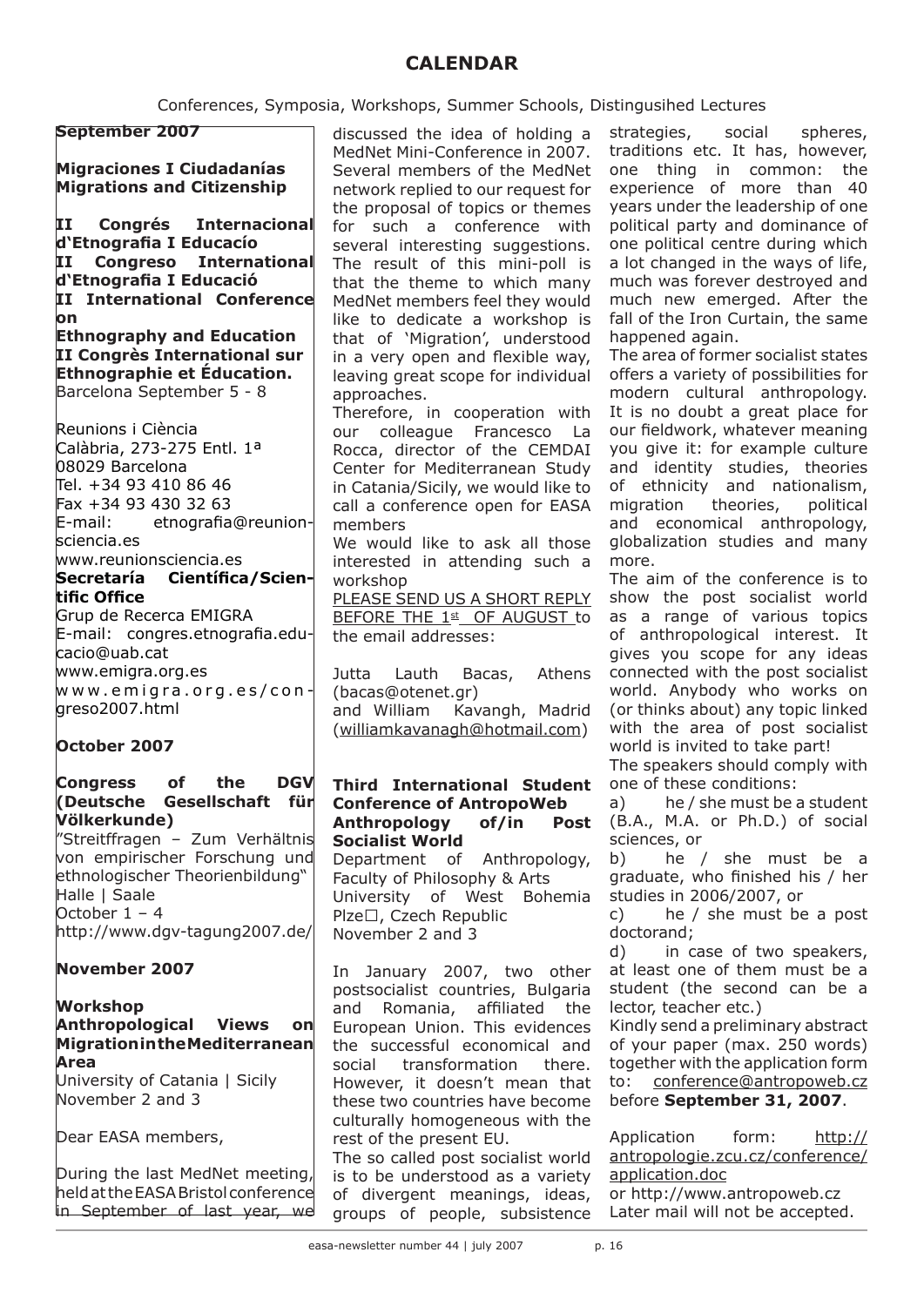# CALENDAR

Conferences, Symposia, Workshops, Summer Schools, Distingusihed Lectures

## September 2007

**Migraciones I Ciudadanías**
**Migrations and Citizenship**

**II Congrés Internacional d'Etnografia I Educacío**
**II Congreso International d'Etnografia I Educació**
**II International Conference on**
**Ethnography and Education**
**II Congrès International sur Ethnographie et Éducation.**
Barcelona September 5 - 8

Reunions i Ciència
Calàbria, 273-275 Entl. 1ª
08029 Barcelona
Tel. +34 93 410 86 46
Fax +34 93 430 32 63
E-mail: etnografia@reunion-sciencia.es
www.reunionsciencia.es

**Secretaría Científica/Scientific Office**
Grup de Recerca EMIGRA
E-mail: congres.etnografia.educacio@uab.cat
www.emigra.org.es
www.emigra.org.es/congreso2007.html

## October 2007

**Congress of the DGV (Deutsche Gesellschaft für Völkerkunde)**
"Streitffragen – Zum Verhältnis von empirischer Forschung und ethnologischer Theorienbildung"
Halle | Saale
October 1 – 4
http://www.dgv-tagung2007.de/

## November 2007

**Workshop**
**Anthropological Views on Migration in the Mediterranean Area**
University of Catania | Sicily
November 2 and 3

Dear EASA members,

During the last MedNet meeting, held at the EASA Bristol conference in September of last year, we discussed the idea of holding a MedNet Mini-Conference in 2007. Several members of the MedNet network replied to our request for the proposal of topics or themes for such a conference with several interesting suggestions. The result of this mini-poll is that the theme to which many MedNet members feel they would like to dedicate a workshop is that of 'Migration', understood in a very open and flexible way, leaving great scope for individual approaches.

Therefore, in cooperation with our colleague Francesco La Rocca, director of the CEMDAI Center for Mediterranean Study in Catania/Sicily, we would like to call a conference open for EASA members

We would like to ask all those interested in attending such a workshop

PLEASE SEND US A SHORT REPLY BEFORE THE 1st OF AUGUST to the email addresses:

Jutta Lauth Bacas, Athens (bacas@otenet.gr)
and William Kavangh, Madrid (williamkavanagh@hotmail.com)

**Third International Student Conference of AntropoWeb**
**Anthropology of/in Post Socialist World**
Department of Anthropology, Faculty of Philosophy & Arts
University of West Bohemia
Plze□, Czech Republic
November 2 and 3

In January 2007, two other postsocialist countries, Bulgaria and Romania, affiliated the European Union. This evidences the successful economical and social transformation there. However, it doesn't mean that these two countries have become culturally homogeneous with the rest of the present EU.

The so called post socialist world is to be understood as a variety of divergent meanings, ideas, groups of people, subsistence strategies, social spheres, traditions etc. It has, however, one thing in common: the experience of more than 40 years under the leadership of one political party and dominance of one political centre during which a lot changed in the ways of life, much was forever destroyed and much new emerged. After the fall of the Iron Curtain, the same happened again.

The area of former socialist states offers a variety of possibilities for modern cultural anthropology. It is no doubt a great place for our fieldwork, whatever meaning you give it: for example culture and identity studies, theories of ethnicity and nationalism, migration theories, political and economical anthropology, globalization studies and many more.

The aim of the conference is to show the post socialist world as a range of various topics of anthropological interest. It gives you scope for any ideas connected with the post socialist world. Anybody who works on (or thinks about) any topic linked with the area of post socialist world is invited to take part!

The speakers should comply with one of these conditions:

a) he / she must be a student (B.A., M.A. or Ph.D.) of social sciences, or
b) he / she must be a graduate, who finished his / her studies in 2006/2007, or
c) he / she must be a post doctorand;
d) in case of two speakers, at least one of them must be a student (the second can be a lector, teacher etc.)

Kindly send a preliminary abstract of your paper (max. 250 words) together with the application form to: conference@antropoweb.cz before **September 31, 2007**.

Application form: http://antropologie.zcu.cz/conference/application.doc
or http://www.antropoweb.cz
Later mail will not be accepted.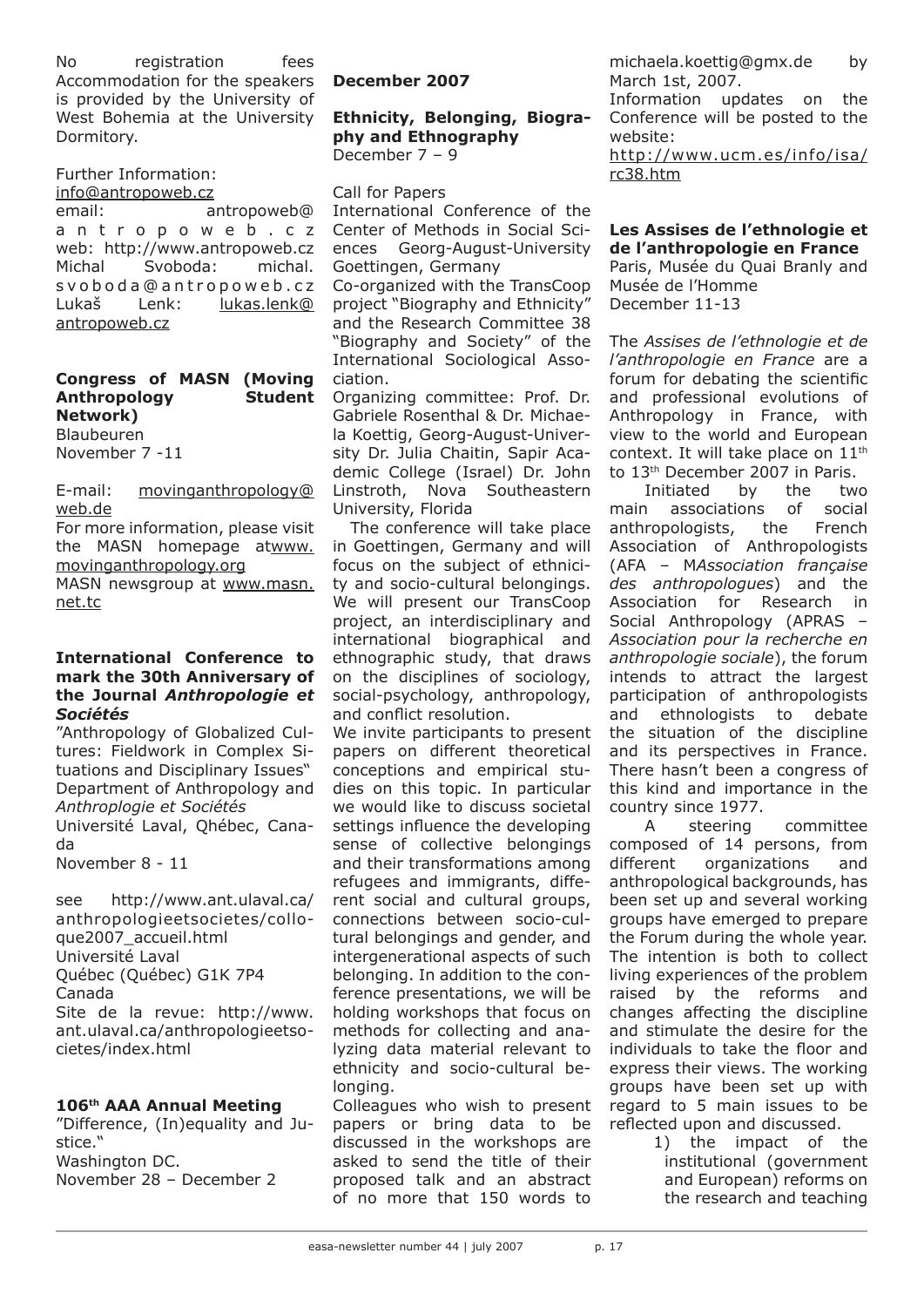No registration fees
Accommodation for the speakers is provided by the University of West Bohemia at the University Dormitory.

Further Information:
info@antropoweb.cz
email: antropoweb@antropoweb.cz
web: http://www.antropoweb.cz
Michal Svoboda: michal.svoboda@antropoweb.cz
Lukaš Lenk: lukas.lenk@antropoweb.cz

**Congress of MASN (Moving Anthropology Student Network)**
Blaubeuren
November 7 -11

E-mail: movinganthropology@web.de
For more information, please visit the MASN homepage atwww.movinganthropology.org
MASN newsgroup at www.masn.net.tc

**International Conference to mark the 30th Anniversary of the Journal *Anthropologie et Sociétés***
"Anthropology of Globalized Cultures: Fieldwork in Complex Situations and Disciplinary Issues"
Department of Anthropology and *Anthroplogie et Sociétés*
Université Laval, Qhébec, Canada
November 8 - 11

see http://www.ant.ulaval.ca/anthropologieetsocietes/colloque2007_accueil.html
Université Laval
Québec (Québec) G1K 7P4
Canada
Site de la revue: http://www.ant.ulaval.ca/anthropologieetsocietes/index.html

**106th AAA Annual Meeting**
"Difference, (In)equality and Justice."
Washington DC.
November 28 – December 2

**December 2007**

**Ethnicity, Belonging, Biography and Ethnography**
December 7 – 9

Call for Papers
International Conference of the Center of Methods in Social Sciences Georg-August-University Goettingen, Germany
Co-organized with the TransCoop project "Biography and Ethnicity" and the Research Committee 38 "Biography and Society" of the International Sociological Association.
Organizing committee: Prof. Dr. Gabriele Rosenthal & Dr. Michaela Koettig, Georg-August-University Dr. Julia Chaitin, Sapir Academic College (Israel) Dr. John Linstroth, Nova Southeastern University, Florida

The conference will take place in Goettingen, Germany and will focus on the subject of ethnicity and socio-cultural belongings. We will present our TransCoop project, an interdisciplinary and international biographical and ethnographic study, that draws on the disciplines of sociology, social-psychology, anthropology, and conflict resolution.
We invite participants to present papers on different theoretical conceptions and empirical studies on this topic. In particular we would like to discuss societal settings influence the developing sense of collective belongings and their transformations among refugees and immigrants, different social and cultural groups, connections between socio-cultural belongings and gender, and intergenerational aspects of such belonging. In addition to the conference presentations, we will be holding workshops that focus on methods for collecting and analyzing data material relevant to ethnicity and socio-cultural belonging.
Colleagues who wish to present papers or bring data to be discussed in the workshops are asked to send the title of their proposed talk and an abstract of no more that 150 words to michaela.koettig@gmx.de by March 1st, 2007.
Information updates on the Conference will be posted to the website:
http://www.ucm.es/info/isa/rc38.htm

**Les Assises de l'ethnologie et de l'anthropologie en France**
Paris, Musée du Quai Branly and Musée de l'Homme
December 11-13

The *Assises de l'ethnologie et de l'anthropologie en France* are a forum for debating the scientific and professional evolutions of Anthropology in France, with view to the world and European context. It will take place on 11th to 13th December 2007 in Paris.

Initiated by the two main associations of social anthropologists, the French Association of Anthropologists (AFA – M*Association française des anthropologues*) and the Association for Research in Social Anthropology (APRAS – *Association pour la recherche en anthropologie sociale*), the forum intends to attract the largest participation of anthropologists and ethnologists to debate the situation of the discipline and its perspectives in France. There hasn't been a congress of this kind and importance in the country since 1977.

A steering committee composed of 14 persons, from different organizations and anthropological backgrounds, has been set up and several working groups have emerged to prepare the Forum during the whole year. The intention is both to collect living experiences of the problem raised by the reforms and changes affecting the discipline and stimulate the desire for the individuals to take the floor and express their views. The working groups have been set up with regard to 5 main issues to be reflected upon and discussed.

1) the impact of the institutional (government and European) reforms on the research and teaching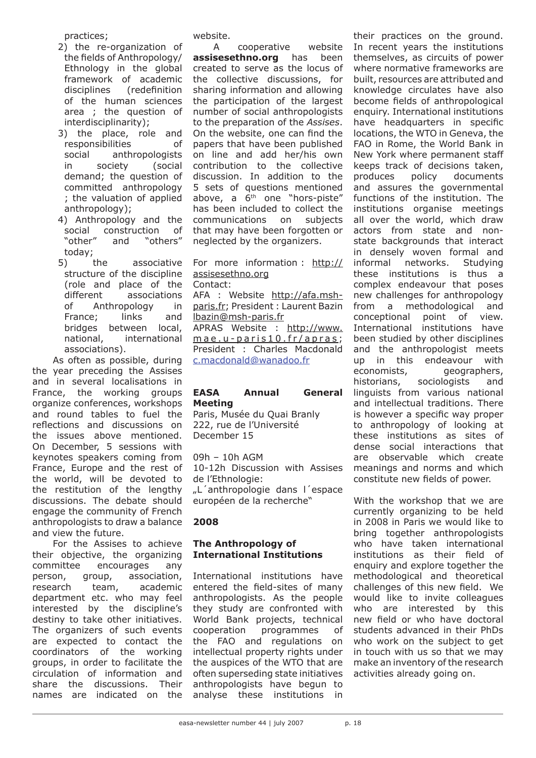practices;

2) the re-organization of the fields of Anthropology/Ethnology in the global framework of academic disciplines (redefinition of the human sciences area ; the question of interdisciplinarity);
3) the place, role and responsibilities of social anthropologists in society (social demand; the question of committed anthropology ; the valuation of applied anthropology);
4) Anthropology and the social construction of "other" and "others" today;
5) the associative structure of the discipline (role and place of the different associations of Anthropology in France; links and bridges between local, national, international associations).

As often as possible, during the year preceding the Assises and in several localisations in France, the working groups organize conferences, workshops and round tables to fuel the reflections and discussions on the issues above mentioned. On December, 5 sessions with keynotes speakers coming from France, Europe and the rest of the world, will be devoted to the restitution of the lengthy discussions. The debate should engage the community of French anthropologists to draw a balance and view the future.

For the Assises to achieve their objective, the organizing committee encourages any person, group, association, research team, academic department etc. who may feel interested by the discipline's destiny to take other initiatives. The organizers of such events are expected to contact the coordinators of the working groups, in order to facilitate the circulation of information and share the discussions. Their names are indicated on the website.

A cooperative website **assisesethno.org** has been created to serve as the locus of the collective discussions, for sharing information and allowing the participation of the largest number of social anthropologists to the preparation of the *Assises*. On the website, one can find the papers that have been published on line and add her/his own contribution to the collective discussion. In addition to the 5 sets of questions mentioned above, a 6th one "hors-piste" has been included to collect the communications on subjects that may have been forgotten or neglected by the organizers.

For more information : http://assisesethno.org

Contact:

AFA : Website http://afa.msh-paris.fr; President : Laurent Bazin lbazin@msh-paris.fr

APRAS Website : http://www.mae.u-paris10.fr/apras; President : Charles Macdonald c.macdonald@wanadoo.fr

**EASA Annual General Meeting**

Paris, Musée du Quai Branly
222, rue de l'Université
December 15

09h – 10h AGM

10-12h Discussion with Assises de l'Ethnologie:
„L´anthropologie dans l´espace européen de la recherche"

## 2008

### The Anthropology of International Institutions

International institutions have entered the field-sites of many anthropologists. As the people they study are confronted with World Bank projects, technical cooperation programmes of the FAO and regulations on intellectual property rights under the auspices of the WTO that are often superseding state initiatives anthropologists have begun to analyse these institutions in their practices on the ground. In recent years the institutions themselves, as circuits of power where normative frameworks are built, resources are attributed and knowledge circulates have also become fields of anthropological enquiry. International institutions have headquarters in specific locations, the WTO in Geneva, the FAO in Rome, the World Bank in New York where permanent staff keeps track of decisions taken, produces policy documents and assures the governmental functions of the institution. The institutions organise meetings all over the world, which draw actors from state and non-state backgrounds that interact in densely woven formal and informal networks. Studying these institutions is thus a complex endeavour that poses new challenges for anthropology from a methodological and conceptional point of view. International institutions have been studied by other disciplines and the anthropologist meets up in this endeavour with economists, geographers, historians, sociologists and linguists from various national and intellectual traditions. There is however a specific way proper to anthropology of looking at these institutions as sites of dense social interactions that are observable which create meanings and norms and which constitute new fields of power.

With the workshop that we are currently organizing to be held in 2008 in Paris we would like to bring together anthropologists who have taken international institutions as their field of enquiry and explore together the methodological and theoretical challenges of this new field. We would like to invite colleagues who are interested by this new field or who have doctoral students advanced in their PhDs who work on the subject to get in touch with us so that we may make an inventory of the research activities already going on.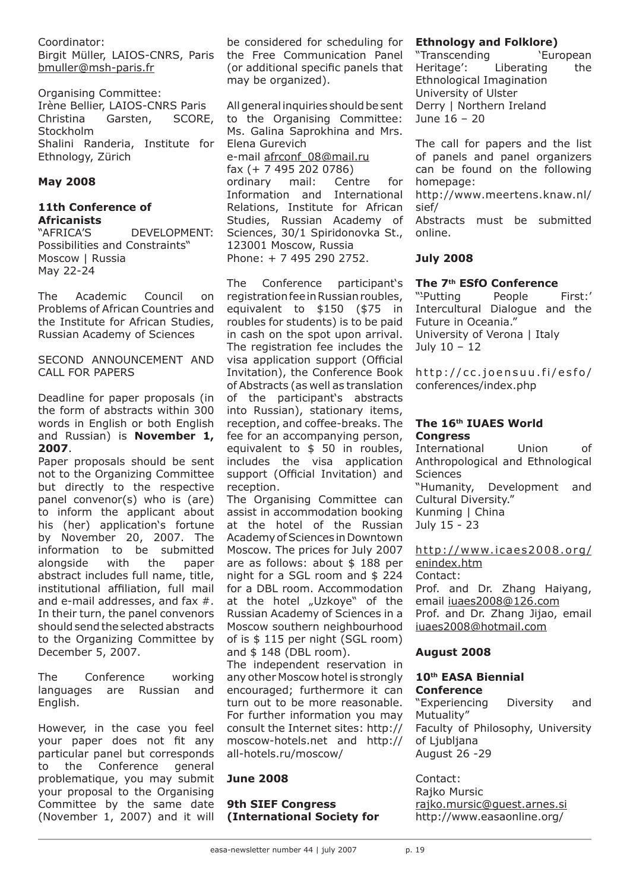Coordinator:
Birgit Müller, LAIOS-CNRS, Paris
bmuller@msh-paris.fr

Organising Committee:
Irène Bellier, LAIOS-CNRS Paris
Christina Garsten, SCORE, Stockholm
Shalini Randeria, Institute for Ethnology, Zürich

## May 2008

### 11th Conference of Africanists

"AFRICA'S DEVELOPMENT: Possibilities and Constraints"
Moscow | Russia
May 22-24

The Academic Council on Problems of African Countries and the Institute for African Studies, Russian Academy of Sciences

SECOND ANNOUNCEMENT AND CALL FOR PAPERS

Deadline for paper proposals (in the form of abstracts within 300 words in English or both English and Russian) is **November 1, 2007**.

Paper proposals should be sent not to the Organizing Committee but directly to the respective panel convenor(s) who is (are) to inform the applicant about his (her) application's fortune by November 20, 2007. The information to be submitted alongside with the paper abstract includes full name, title, institutional affiliation, full mail and e-mail addresses, and fax #. In their turn, the panel convenors should send the selected abstracts to the Organizing Committee by December 5, 2007.

The Conference working languages are Russian and English.

However, in the case you feel your paper does not fit any particular panel but corresponds to the Conference general problematique, you may submit your proposal to the Organising Committee by the same date (November 1, 2007) and it will be considered for scheduling for the Free Communication Panel (or additional specific panels that may be organized).

All general inquiries should be sent to the Organising Committee: Ms. Galina Saprokhina and Mrs. Elena Gurevich
e-mail afrconf_08@mail.ru
fax (+ 7 495 202 0786)
ordinary mail: Centre for Information and International Relations, Institute for African Studies, Russian Academy of Sciences, 30/1 Spiridonovka St., 123001 Moscow, Russia
Phone: + 7 495 290 2752.

The Conference participant's registration fee in Russian roubles, equivalent to $150 ($75 in roubles for students) is to be paid in cash on the spot upon arrival. The registration fee includes the visa application support (Official Invitation), the Conference Book of Abstracts (as well as translation of the participant's abstracts into Russian), stationary items, reception, and coffee-breaks. The fee for an accompanying person, equivalent to $ 50 in roubles, includes the visa application support (Official Invitation) and reception.

The Organising Committee can assist in accommodation booking at the hotel of the Russian Academy of Sciences in Downtown Moscow. The prices for July 2007 are as follows: about $ 188 per night for a SGL room and $ 224 for a DBL room. Accommodation at the hotel „Uzkoye" of the Russian Academy of Sciences in a Moscow southern neighbourhood of is $ 115 per night (SGL room) and $ 148 (DBL room).

The independent reservation in any other Moscow hotel is strongly encouraged; furthermore it can turn out to be more reasonable. For further information you may consult the Internet sites: http://moscow-hotels.net and http://all-hotels.ru/moscow/

## June 2008

### 9th SIEF Congress (International Society for Ethnology and Folklore)

"Transcending 'European Heritage': Liberating the Ethnological Imagination
University of Ulster
Derry | Northern Ireland
June 16 – 20

The call for papers and the list of panels and panel organizers can be found on the following homepage:
http://www.meertens.knaw.nl/sief/
Abstracts must be submitted online.

## July 2008

### The 7th ESfO Conference

"'Putting People First:' Intercultural Dialogue and the Future in Oceania."
University of Verona | Italy
July 10 – 12

http://cc.joensuu.fi/esfo/conferences/index.php

### The 16th IUAES World Congress

International Union of Anthropological and Ethnological Sciences
"Humanity, Development and Cultural Diversity."
Kunming | China
July 15 - 23

http://www.icaes2008.org/enindex.htm
Contact:
Prof. and Dr. Zhang Haiyang, email iuaes2008@126.com
Prof. and Dr. Zhang Jijao, email iuaes2008@hotmail.com

## August 2008

### 10th EASA Biennial Conference

"Experiencing Diversity and Mutuality"
Faculty of Philosophy, University of Ljubljana
August 26 -29

Contact:
Rajko Mursic
rajko.mursic@guest.arnes.si
http://www.easaonline.org/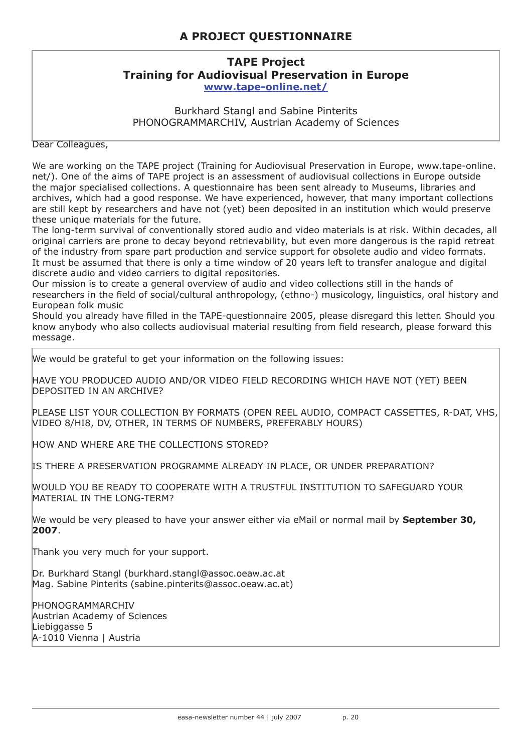## A PROJECT QUESTIONNAIRE

**TAPE Project**
**Training for Audiovisual Preservation in Europe**
**www.tape-online.net/**

Burkhard Stangl and Sabine Pinteris
PHONOGRAMMARCHIV, Austrian Academy of Sciences

Dear Colleagues,

We are working on the TAPE project (Training for Audiovisual Preservation in Europe, www.tape-online.net/). One of the aims of TAPE project is an assessment of audiovisual collections in Europe outside the major specialised collections. A questionnaire has been sent already to Museums, libraries and archives, which had a good response. We have experienced, however, that many important collections are still kept by researchers and have not (yet) been deposited in an institution which would preserve these unique materials for the future.
The long-term survival of conventionally stored audio and video materials is at risk. Within decades, all original carriers are prone to decay beyond retrievability, but even more dangerous is the rapid retreat of the industry from spare part production and service support for obsolete audio and video formats. It must be assumed that there is only a time window of 20 years left to transfer analogue and digital discrete audio and video carriers to digital repositories.
Our mission is to create a general overview of audio and video collections still in the hands of researchers in the field of social/cultural anthropology, (ethno-) musicology, linguistics, oral history and European folk music
Should you already have filled in the TAPE-questionnaire 2005, please disregard this letter. Should you know anybody who also collects audiovisual material resulting from field research, please forward this message.

We would be grateful to get your information on the following issues:

HAVE YOU PRODUCED AUDIO AND/OR VIDEO FIELD RECORDING WHICH HAVE NOT (YET) BEEN DEPOSITED IN AN ARCHIVE?

PLEASE LIST YOUR COLLECTION BY FORMATS (OPEN REEL AUDIO, COMPACT CASSETTES, R-DAT, VHS, VIDEO 8/HI8, DV, OTHER, IN TERMS OF NUMBERS, PREFERABLY HOURS)

HOW AND WHERE ARE THE COLLECTIONS STORED?

IS THERE A PRESERVATION PROGRAMME ALREADY IN PLACE, OR UNDER PREPARATION?

WOULD YOU BE READY TO COOPERATE WITH A TRUSTFUL INSTITUTION TO SAFEGUARD YOUR MATERIAL IN THE LONG-TERM?

We would be very pleased to have your answer either via eMail or normal mail by **September 30, 2007**.

Thank you very much for your support.

Dr. Burkhard Stangl (burkhard.stangl@assoc.oeaw.ac.at
Mag. Sabine Pinterits (sabine.pinterits@assoc.oeaw.ac.at)

PHONOGRAMMARCHIV
Austrian Academy of Sciences
Liebiggasse 5
A-1010 Vienna | Austria